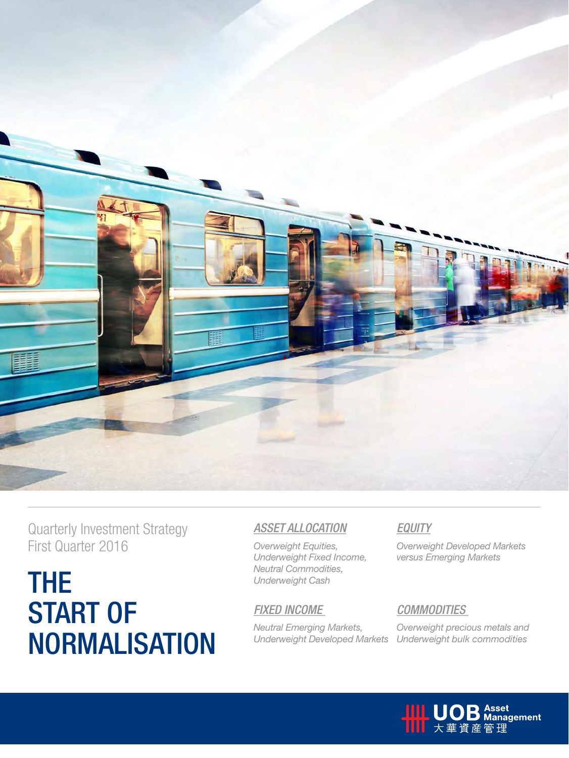Quarterly Investment Strategy
First Quarter 2016

# THE START OF NORMALISATION

## *ASSET ALLOCATION*

*Overweight Equities,*
*Underweight Fixed Income,*
*Neutral Commodities,*
*Underweight Cash*

## *EQUITY*

*Overweight Developed Markets versus Emerging Markets*

## *FIXED INCOME*

*Neutral Emerging Markets,*
*Underweight Developed Markets*

## *COMMODITIES*

*Overweight precious metals and Underweight bulk commodities*

UOB Asset Management 大華資產管理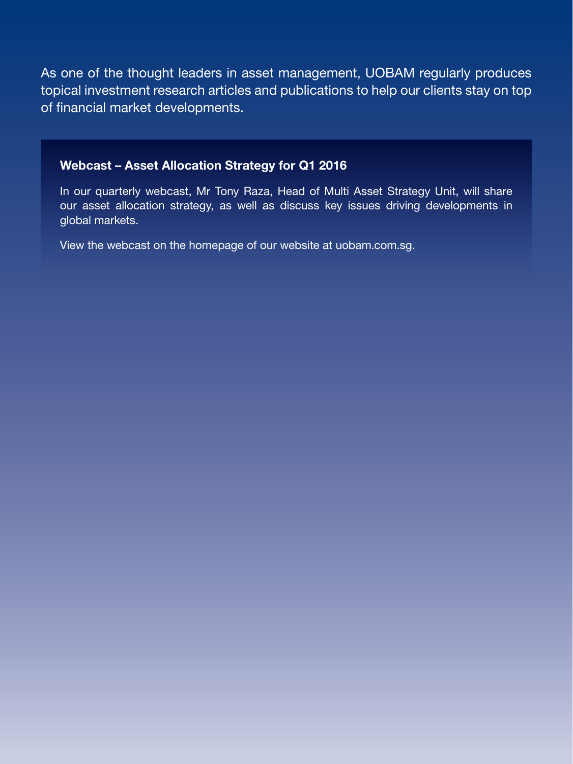As one of the thought leaders in asset management, UOBAM regularly produces topical investment research articles and publications to help our clients stay on top of financial market developments.

### Webcast – Asset Allocation Strategy for Q1 2016

In our quarterly webcast, Mr Tony Raza, Head of Multi Asset Strategy Unit, will share our asset allocation strategy, as well as discuss key issues driving developments in global markets.

View the webcast on the homepage of our website at uobam.com.sg.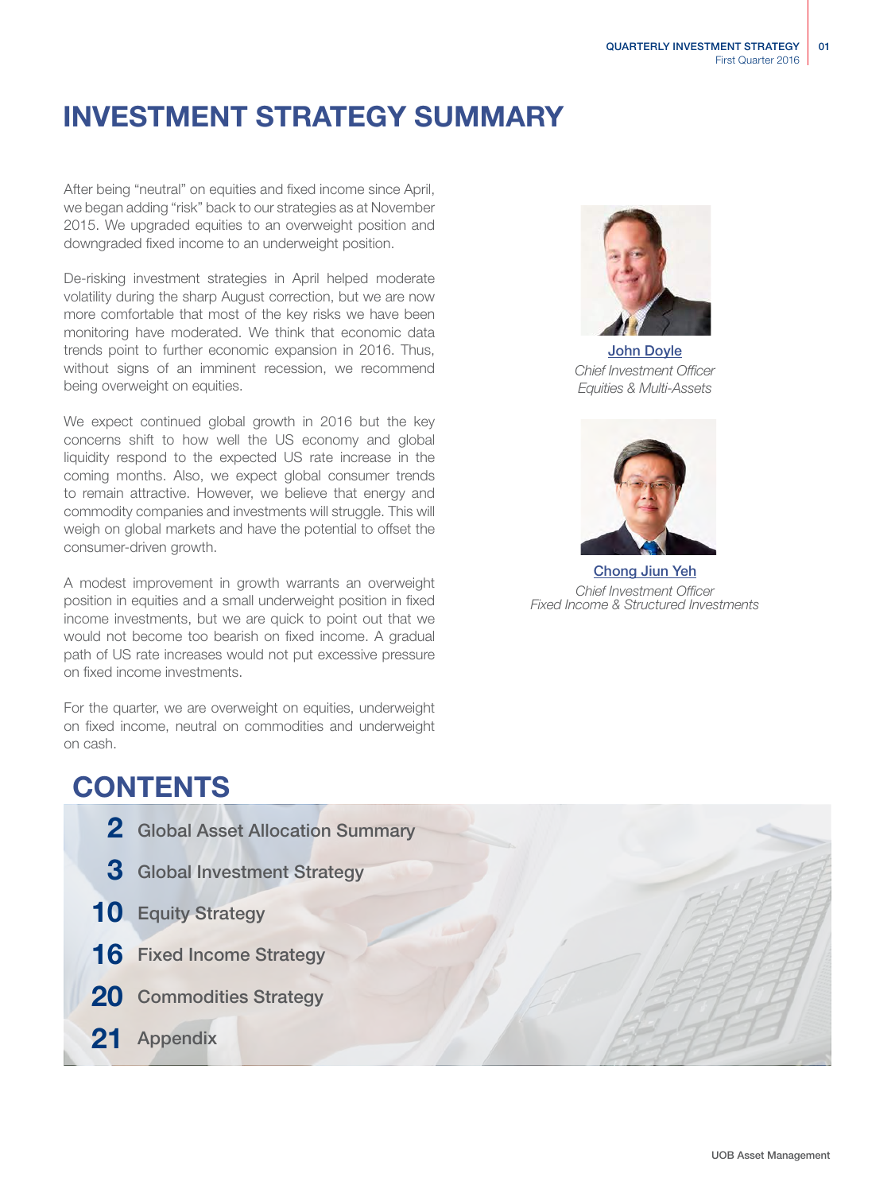# INVESTMENT STRATEGY SUMMARY

After being "neutral" on equities and fixed income since April, we began adding "risk" back to our strategies as at November 2015. We upgraded equities to an overweight position and downgraded fixed income to an underweight position.

De-risking investment strategies in April helped moderate volatility during the sharp August correction, but we are now more comfortable that most of the key risks we have been monitoring have moderated. We think that economic data trends point to further economic expansion in 2016. Thus, without signs of an imminent recession, we recommend being overweight on equities.

We expect continued global growth in 2016 but the key concerns shift to how well the US economy and global liquidity respond to the expected US rate increase in the coming months. Also, we expect global consumer trends to remain attractive. However, we believe that energy and commodity companies and investments will struggle. This will weigh on global markets and have the potential to offset the consumer-driven growth.

A modest improvement in growth warrants an overweight position in equities and a small underweight position in fixed income investments, but we are quick to point out that we would not become too bearish on fixed income. A gradual path of US rate increases would not put excessive pressure on fixed income investments.

For the quarter, we are overweight on equities, underweight on fixed income, neutral on commodities and underweight on cash.

John Doyle
*Chief Investment Officer*
*Equities & Multi-Assets*

Chong Jiun Yeh
*Chief Investment Officer*
*Fixed Income & Structured Investments*

## CONTENTS

- **2** Global Asset Allocation Summary
- **3** Global Investment Strategy
- **10** Equity Strategy
- **16** Fixed Income Strategy
- **20** Commodities Strategy
- **21** Appendix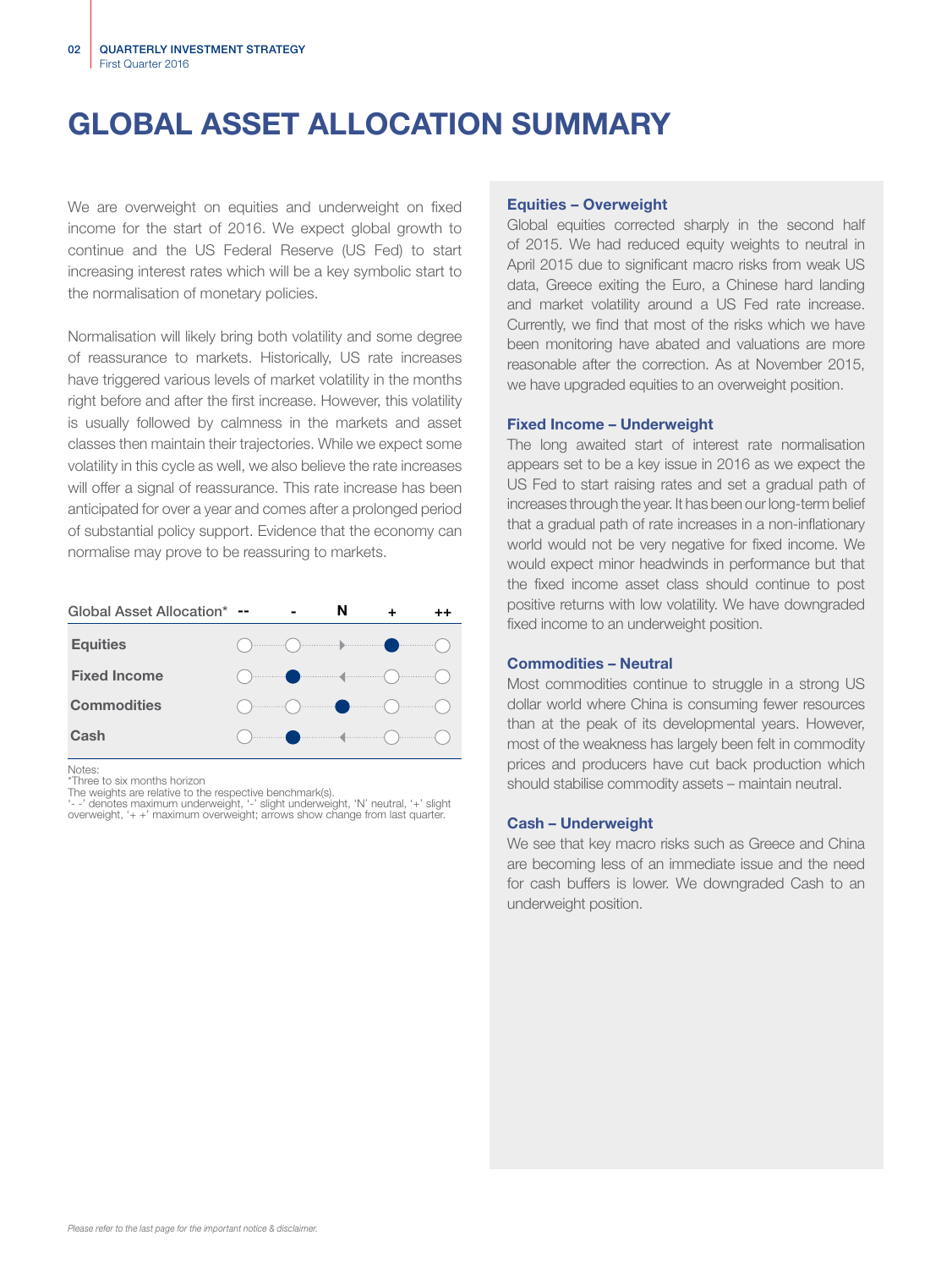# GLOBAL ASSET ALLOCATION SUMMARY

We are overweight on equities and underweight on fixed income for the start of 2016. We expect global growth to continue and the US Federal Reserve (US Fed) to start increasing interest rates which will be a key symbolic start to the normalisation of monetary policies.

Normalisation will likely bring both volatility and some degree of reassurance to markets. Historically, US rate increases have triggered various levels of market volatility in the months right before and after the first increase. However, this volatility is usually followed by calmness in the markets and asset classes then maintain their trajectories. While we expect some volatility in this cycle as well, we also believe the rate increases will offer a signal of reassurance. This rate increase has been anticipated for over a year and comes after a prolonged period of substantial policy support. Evidence that the economy can normalise may prove to be reassuring to markets.

| Global Asset Allocation* | -- | - | N | + | ++ |
|---|---|---|---|---|---|
| Equities | ○ | ○ | ▸ | ● | ○ |
| Fixed Income | ○ | ● | ◂ | ○ | ○ |
| Commodities | ○ | ○ | ● | ○ | ○ |
| Cash | ○ | ● | ◂ | ○ | ○ |

Notes:
*Three to six months horizon
The weights are relative to the respective benchmark(s).
'- -' denotes maximum underweight, '-' slight underweight, 'N' neutral, '+' slight overweight, '+ +' maximum overweight; arrows show change from last quarter.

### Equities – Overweight

Global equities corrected sharply in the second half of 2015. We had reduced equity weights to neutral in April 2015 due to significant macro risks from weak US data, Greece exiting the Euro, a Chinese hard landing and market volatility around a US Fed rate increase. Currently, we find that most of the risks which we have been monitoring have abated and valuations are more reasonable after the correction. As at November 2015, we have upgraded equities to an overweight position.

### Fixed Income – Underweight

The long awaited start of interest rate normalisation appears set to be a key issue in 2016 as we expect the US Fed to start raising rates and set a gradual path of increases through the year. It has been our long-term belief that a gradual path of rate increases in a non-inflationary world would not be very negative for fixed income. We would expect minor headwinds in performance but that the fixed income asset class should continue to post positive returns with low volatility. We have downgraded fixed income to an underweight position.

### Commodities – Neutral

Most commodities continue to struggle in a strong US dollar world where China is consuming fewer resources than at the peak of its developmental years. However, most of the weakness has largely been felt in commodity prices and producers have cut back production which should stabilise commodity assets – maintain neutral.

### Cash – Underweight

We see that key macro risks such as Greece and China are becoming less of an immediate issue and the need for cash buffers is lower. We downgraded Cash to an underweight position.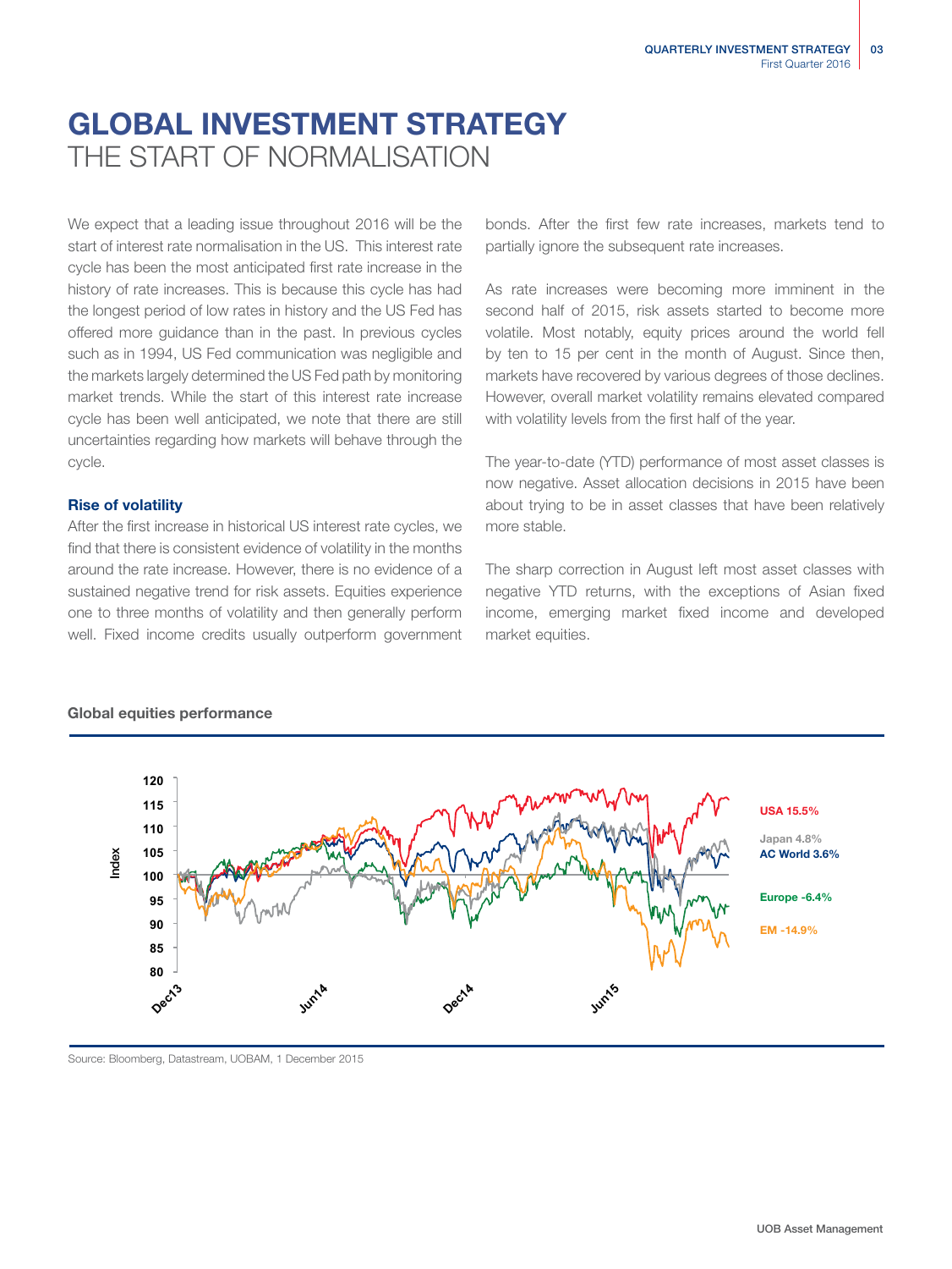# GLOBAL INVESTMENT STRATEGY
## THE START OF NORMALISATION

We expect that a leading issue throughout 2016 will be the start of interest rate normalisation in the US. This interest rate cycle has been the most anticipated first rate increase in the history of rate increases. This is because this cycle has had the longest period of low rates in history and the US Fed has offered more guidance than in the past. In previous cycles such as in 1994, US Fed communication was negligible and the markets largely determined the US Fed path by monitoring market trends. While the start of this interest rate increase cycle has been well anticipated, we note that there are still uncertainties regarding how markets will behave through the cycle.

### Rise of volatility

After the first increase in historical US interest rate cycles, we find that there is consistent evidence of volatility in the months around the rate increase. However, there is no evidence of a sustained negative trend for risk assets. Equities experience one to three months of volatility and then generally perform well. Fixed income credits usually outperform government bonds. After the first few rate increases, markets tend to partially ignore the subsequent rate increases.

As rate increases were becoming more imminent in the second half of 2015, risk assets started to become more volatile. Most notably, equity prices around the world fell by ten to 15 per cent in the month of August. Since then, markets have recovered by various degrees of those declines. However, overall market volatility remains elevated compared with volatility levels from the first half of the year.

The year-to-date (YTD) performance of most asset classes is now negative. Asset allocation decisions in 2015 have been about trying to be in asset classes that have been relatively more stable.

The sharp correction in August left most asset classes with negative YTD returns, with the exceptions of Asian fixed income, emerging market fixed income and developed market equities.

**Global equities performance**

Source: Bloomberg, Datastream, UOBAM, 1 December 2015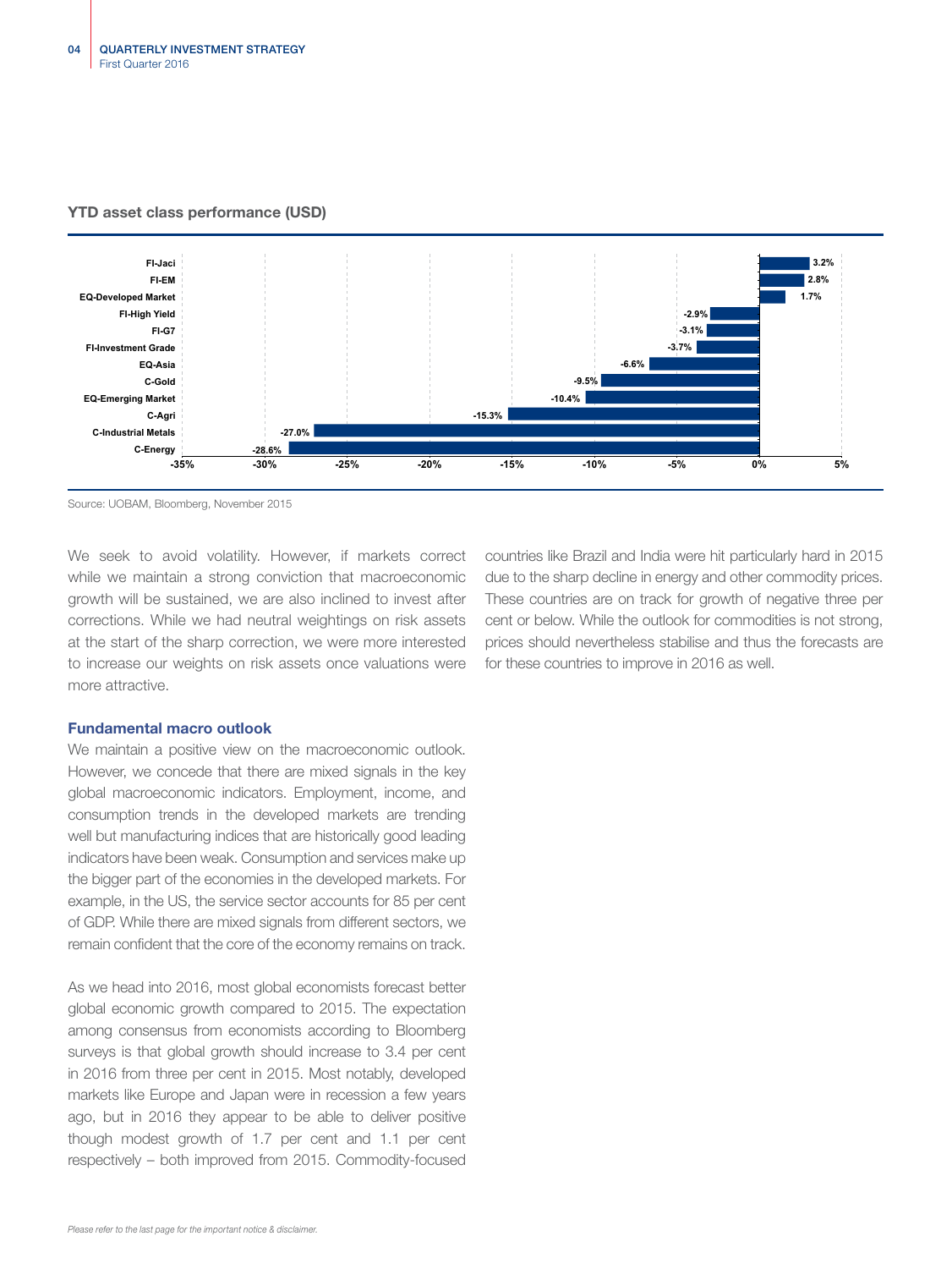### YTD asset class performance (USD)

| Asset class | YTD performance |
|---|---|
| FI-Jaci | 3.2% |
| FI-EM | 2.8% |
| EQ-Developed Market | 1.7% |
| FI-High Yield | -2.9% |
| FI-G7 | -3.1% |
| FI-Investment Grade | -3.7% |
| EQ-Asia | -6.6% |
| C-Gold | -9.5% |
| EQ-Emerging Market | -10.4% |
| C-Agri | -15.3% |
| C-Industrial Metals | -27.0% |
| C-Energy | -28.6% |

Source: UOBAM, Bloomberg, November 2015

We seek to avoid volatility. However, if markets correct while we maintain a strong conviction that macroeconomic growth will be sustained, we are also inclined to invest after corrections. While we had neutral weightings on risk assets at the start of the sharp correction, we were more interested to increase our weights on risk assets once valuations were more attractive.

### Fundamental macro outlook

We maintain a positive view on the macroeconomic outlook. However, we concede that there are mixed signals in the key global macroeconomic indicators. Employment, income, and consumption trends in the developed markets are trending well but manufacturing indices that are historically good leading indicators have been weak. Consumption and services make up the bigger part of the economies in the developed markets. For example, in the US, the service sector accounts for 85 per cent of GDP. While there are mixed signals from different sectors, we remain confident that the core of the economy remains on track.

As we head into 2016, most global economists forecast better global economic growth compared to 2015. The expectation among consensus from economists according to Bloomberg surveys is that global growth should increase to 3.4 per cent in 2016 from three per cent in 2015. Most notably, developed markets like Europe and Japan were in recession a few years ago, but in 2016 they appear to be able to deliver positive though modest growth of 1.7 per cent and 1.1 per cent respectively – both improved from 2015. Commodity-focused countries like Brazil and India were hit particularly hard in 2015 due to the sharp decline in energy and other commodity prices. These countries are on track for growth of negative three per cent or below. While the outlook for commodities is not strong, prices should nevertheless stabilise and thus the forecasts are for these countries to improve in 2016 as well.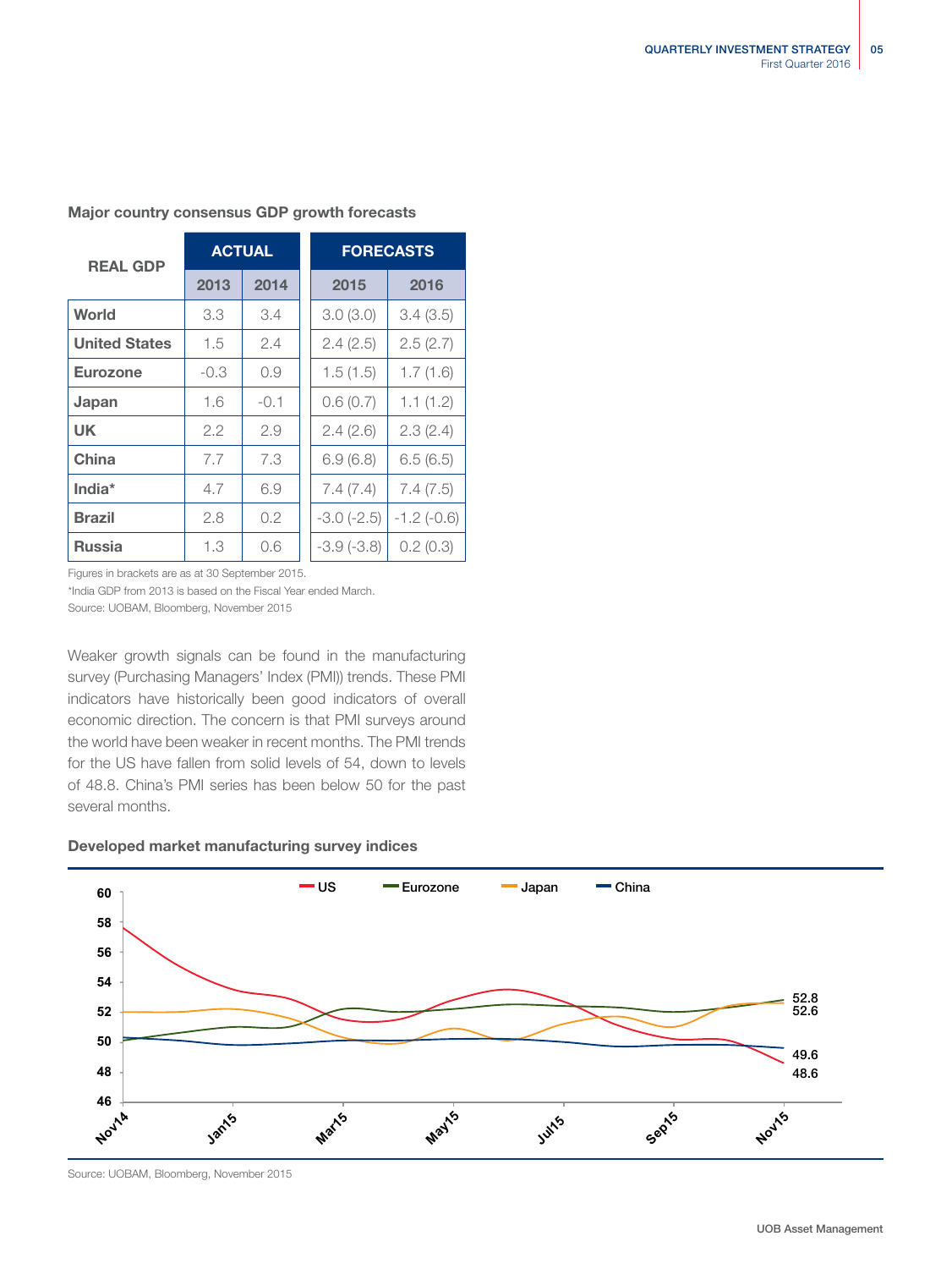**Major country consensus GDP growth forecasts**

| REAL GDP | ACTUAL | | FORECASTS | |
|---|---|---|---|---|
| | 2013 | 2014 | 2015 | 2016 |
| **World** | 3.3 | 3.4 | 3.0 (3.0) | 3.4 (3.5) |
| **United States** | 1.5 | 2.4 | 2.4 (2.5) | 2.5 (2.7) |
| **Eurozone** | -0.3 | 0.9 | 1.5 (1.5) | 1.7 (1.6) |
| **Japan** | 1.6 | -0.1 | 0.6 (0.7) | 1.1 (1.2) |
| **UK** | 2.2 | 2.9 | 2.4 (2.6) | 2.3 (2.4) |
| **China** | 7.7 | 7.3 | 6.9 (6.8) | 6.5 (6.5) |
| **India*** | 4.7 | 6.9 | 7.4 (7.4) | 7.4 (7.5) |
| **Brazil** | 2.8 | 0.2 | -3.0 (-2.5) | -1.2 (-0.6) |
| **Russia** | 1.3 | 0.6 | -3.9 (-3.8) | 0.2 (0.3) |

Figures in brackets are as at 30 September 2015.

*India GDP from 2013 is based on the Fiscal Year ended March.

Source: UOBAM, Bloomberg, November 2015

Weaker growth signals can be found in the manufacturing survey (Purchasing Managers' Index (PMI)) trends. These PMI indicators have historically been good indicators of overall economic direction. The concern is that PMI surveys around the world have been weaker in recent months. The PMI trends for the US have fallen from solid levels of 54, down to levels of 48.8. China's PMI series has been below 50 for the past several months.

**Developed market manufacturing survey indices**

Source: UOBAM, Bloomberg, November 2015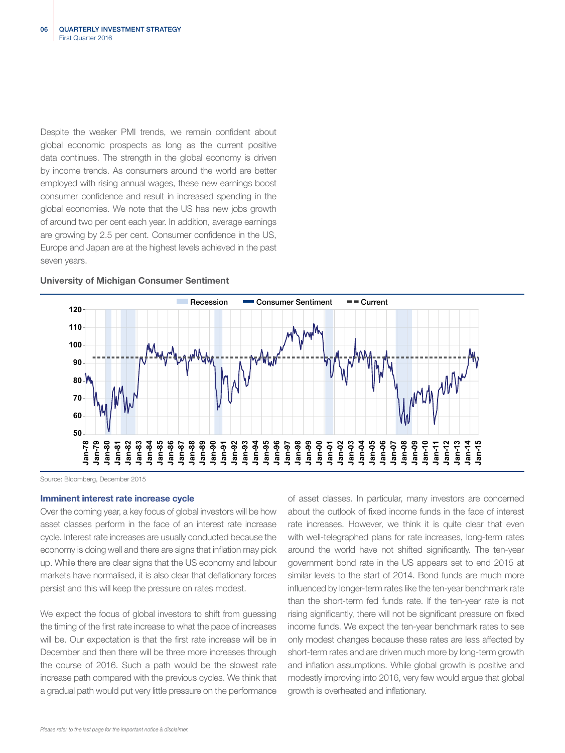Despite the weaker PMI trends, we remain confident about global economic prospects as long as the current positive data continues. The strength in the global economy is driven by income trends. As consumers around the world are better employed with rising annual wages, these new earnings boost consumer confidence and result in increased spending in the global economies. We note that the US has new jobs growth of around two per cent each year. In addition, average earnings are growing by 2.5 per cent. Consumer confidence in the US, Europe and Japan are at the highest levels achieved in the past seven years.

**University of Michigan Consumer Sentiment**

Source: Bloomberg, December 2015

### Imminent interest rate increase cycle

Over the coming year, a key focus of global investors will be how asset classes perform in the face of an interest rate increase cycle. Interest rate increases are usually conducted because the economy is doing well and there are signs that inflation may pick up. While there are clear signs that the US economy and labour markets have normalised, it is also clear that deflationary forces persist and this will keep the pressure on rates modest.

We expect the focus of global investors to shift from guessing the timing of the first rate increase to what the pace of increases will be. Our expectation is that the first rate increase will be in December and then there will be three more increases through the course of 2016. Such a path would be the slowest rate increase path compared with the previous cycles. We think that a gradual path would put very little pressure on the performance of asset classes. In particular, many investors are concerned about the outlook of fixed income funds in the face of interest rate increases. However, we think it is quite clear that even with well-telegraphed plans for rate increases, long-term rates around the world have not shifted significantly. The ten-year government bond rate in the US appears set to end 2015 at similar levels to the start of 2014. Bond funds are much more influenced by longer-term rates like the ten-year benchmark rate than the short-term fed funds rate. If the ten-year rate is not rising significantly, there will not be significant pressure on fixed income funds. We expect the ten-year benchmark rates to see only modest changes because these rates are less affected by short-term rates and are driven much more by long-term growth and inflation assumptions. While global growth is positive and modestly improving into 2016, very few would argue that global growth is overheated and inflationary.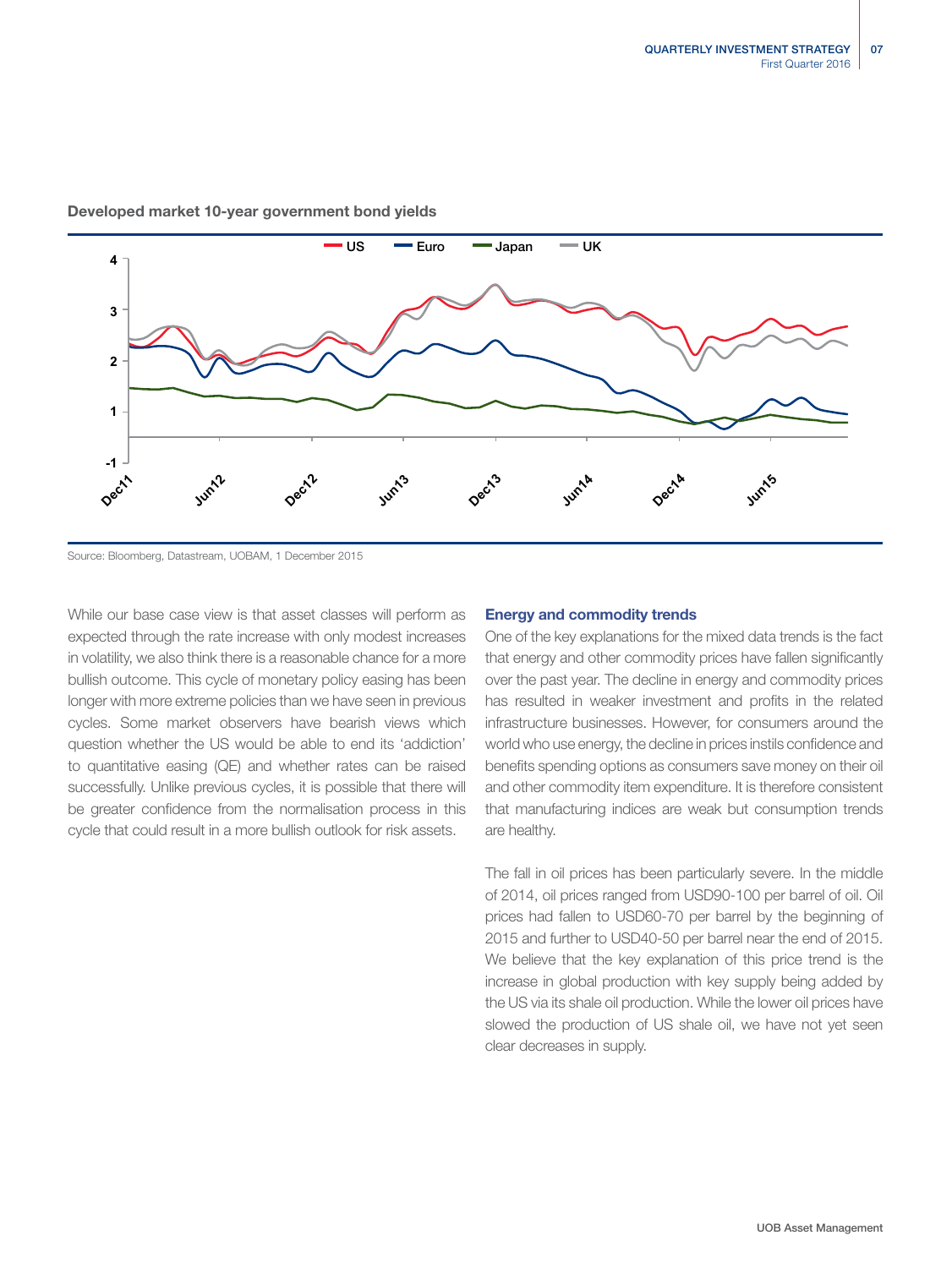**Developed market 10-year government bond yields**

Source: Bloomberg, Datastream, UOBAM, 1 December 2015

While our base case view is that asset classes will perform as expected through the rate increase with only modest increases in volatility, we also think there is a reasonable chance for a more bullish outcome. This cycle of monetary policy easing has been longer with more extreme policies than we have seen in previous cycles. Some market observers have bearish views which question whether the US would be able to end its 'addiction' to quantitative easing (QE) and whether rates can be raised successfully. Unlike previous cycles, it is possible that there will be greater confidence from the normalisation process in this cycle that could result in a more bullish outlook for risk assets.

### Energy and commodity trends

One of the key explanations for the mixed data trends is the fact that energy and other commodity prices have fallen significantly over the past year. The decline in energy and commodity prices has resulted in weaker investment and profits in the related infrastructure businesses. However, for consumers around the world who use energy, the decline in prices instils confidence and benefits spending options as consumers save money on their oil and other commodity item expenditure. It is therefore consistent that manufacturing indices are weak but consumption trends are healthy.

The fall in oil prices has been particularly severe. In the middle of 2014, oil prices ranged from USD90-100 per barrel of oil. Oil prices had fallen to USD60-70 per barrel by the beginning of 2015 and further to USD40-50 per barrel near the end of 2015. We believe that the key explanation of this price trend is the increase in global production with key supply being added by the US via its shale oil production. While the lower oil prices have slowed the production of US shale oil, we have not yet seen clear decreases in supply.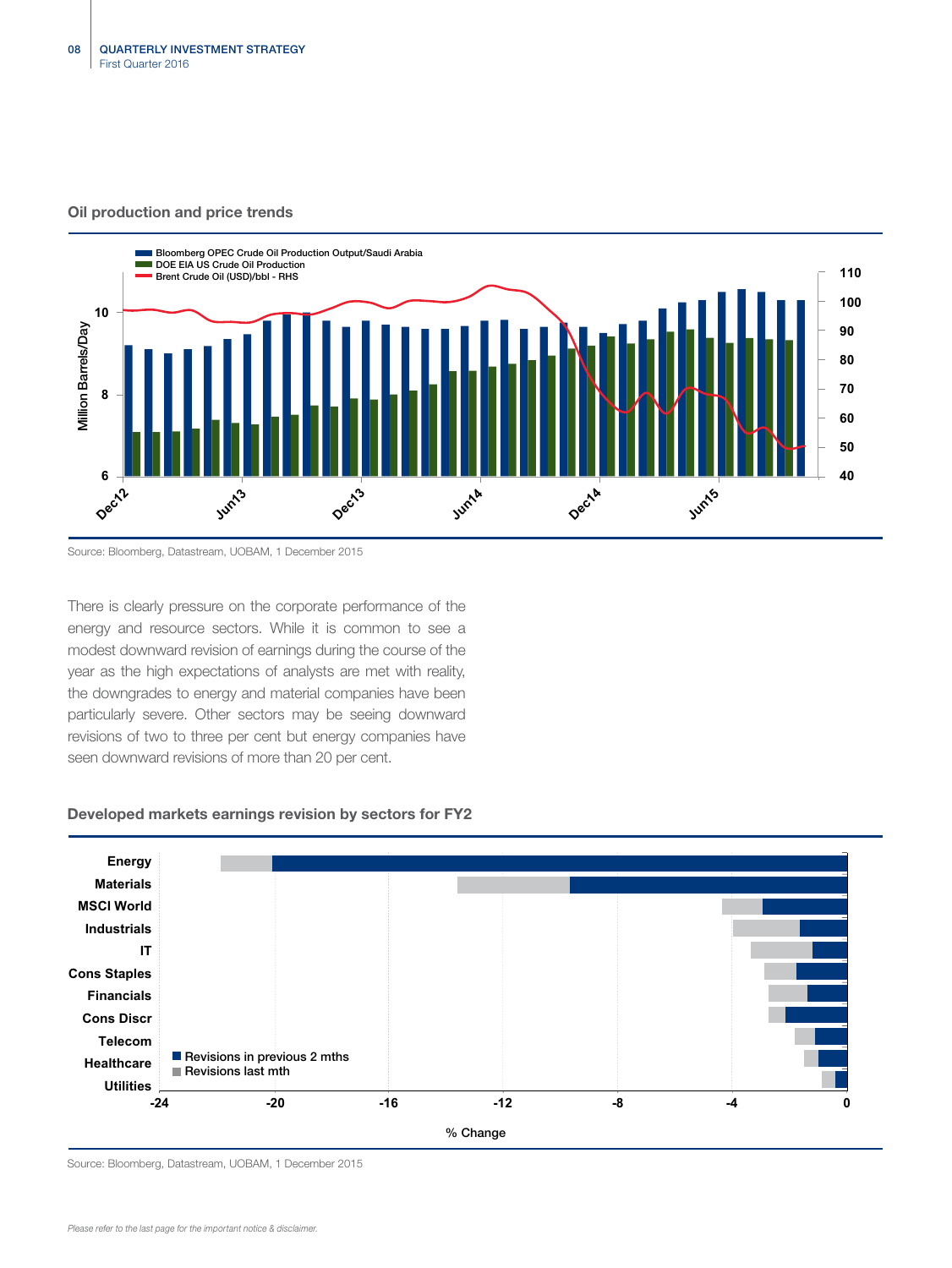### Oil production and price trends

Source: Bloomberg, Datastream, UOBAM, 1 December 2015

There is clearly pressure on the corporate performance of the energy and resource sectors. While it is common to see a modest downward revision of earnings during the course of the year as the high expectations of analysts are met with reality, the downgrades to energy and material companies have been particularly severe. Other sectors may be seeing downward revisions of two to three per cent but energy companies have seen downward revisions of more than 20 per cent.

### Developed markets earnings revision by sectors for FY2

Source: Bloomberg, Datastream, UOBAM, 1 December 2015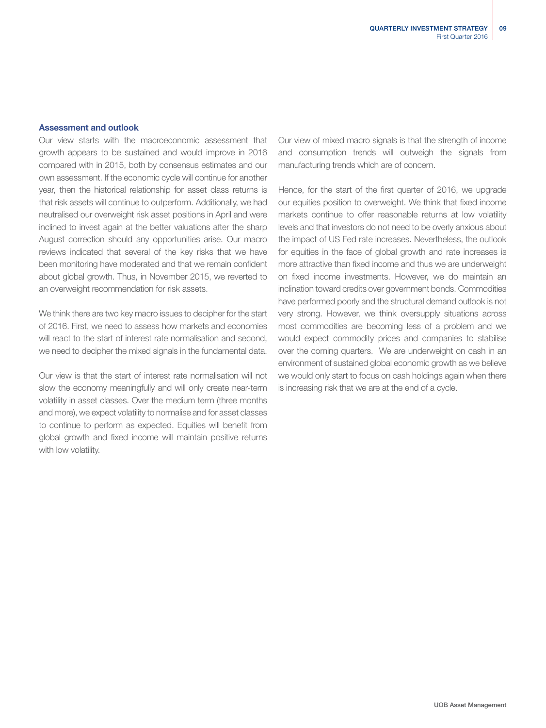### Assessment and outlook

Our view starts with the macroeconomic assessment that growth appears to be sustained and would improve in 2016 compared with in 2015, both by consensus estimates and our own assessment. If the economic cycle will continue for another year, then the historical relationship for asset class returns is that risk assets will continue to outperform. Additionally, we had neutralised our overweight risk asset positions in April and were inclined to invest again at the better valuations after the sharp August correction should any opportunities arise. Our macro reviews indicated that several of the key risks that we have been monitoring have moderated and that we remain confident about global growth. Thus, in November 2015, we reverted to an overweight recommendation for risk assets.

We think there are two key macro issues to decipher for the start of 2016. First, we need to assess how markets and economies will react to the start of interest rate normalisation and second, we need to decipher the mixed signals in the fundamental data.

Our view is that the start of interest rate normalisation will not slow the economy meaningfully and will only create near-term volatility in asset classes. Over the medium term (three months and more), we expect volatility to normalise and for asset classes to continue to perform as expected. Equities will benefit from global growth and fixed income will maintain positive returns with low volatility.

Our view of mixed macro signals is that the strength of income and consumption trends will outweigh the signals from manufacturing trends which are of concern.

Hence, for the start of the first quarter of 2016, we upgrade our equities position to overweight. We think that fixed income markets continue to offer reasonable returns at low volatility levels and that investors do not need to be overly anxious about the impact of US Fed rate increases. Nevertheless, the outlook for equities in the face of global growth and rate increases is more attractive than fixed income and thus we are underweight on fixed income investments. However, we do maintain an inclination toward credits over government bonds. Commodities have performed poorly and the structural demand outlook is not very strong. However, we think oversupply situations across most commodities are becoming less of a problem and we would expect commodity prices and companies to stabilise over the coming quarters. We are underweight on cash in an environment of sustained global economic growth as we believe we would only start to focus on cash holdings again when there is increasing risk that we are at the end of a cycle.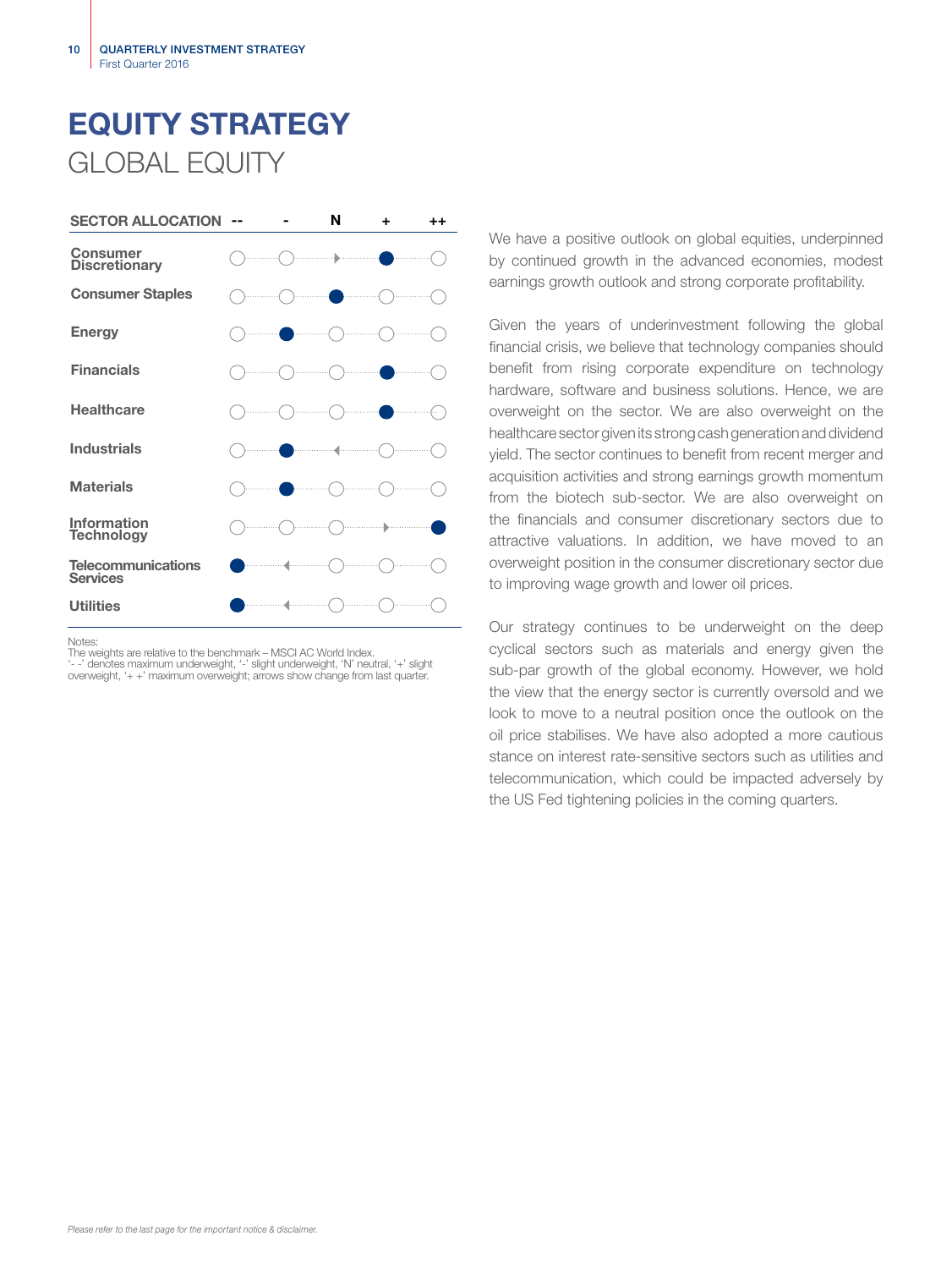# EQUITY STRATEGY

## GLOBAL EQUITY

| SECTOR ALLOCATION | -- | - | N | + | ++ |
|---|---|---|---|---|---|
| Consumer Discretionary | | | ▸ | ● | |
| Consumer Staples | | | ● | | |
| Energy | | ● | | | |
| Financials | | | | ● | |
| Healthcare | | | | ● | |
| Industrials | | ● | ◂ | | |
| Materials | | ● | | | |
| Information Technology | | | | ▸ | ● |
| Telecommunications Services | ● | ◂ | | | |
| Utilities | ● | ◂ | | | |

Notes:
The weights are relative to the benchmark – MSCI AC World Index.
'- -' denotes maximum underweight, '-' slight underweight, 'N' neutral, '+' slight overweight, '+ +' maximum overweight; arrows show change from last quarter.

We have a positive outlook on global equities, underpinned by continued growth in the advanced economies, modest earnings growth outlook and strong corporate profitability.

Given the years of underinvestment following the global financial crisis, we believe that technology companies should benefit from rising corporate expenditure on technology hardware, software and business solutions. Hence, we are overweight on the sector. We are also overweight on the healthcare sector given its strong cash generation and dividend yield. The sector continues to benefit from recent merger and acquisition activities and strong earnings growth momentum from the biotech sub-sector. We are also overweight on the financials and consumer discretionary sectors due to attractive valuations. In addition, we have moved to an overweight position in the consumer discretionary sector due to improving wage growth and lower oil prices.

Our strategy continues to be underweight on the deep cyclical sectors such as materials and energy given the sub-par growth of the global economy. However, we hold the view that the energy sector is currently oversold and we look to move to a neutral position once the outlook on the oil price stabilises. We have also adopted a more cautious stance on interest rate-sensitive sectors such as utilities and telecommunication, which could be impacted adversely by the US Fed tightening policies in the coming quarters.

*Please refer to the last page for the important notice & disclaimer.*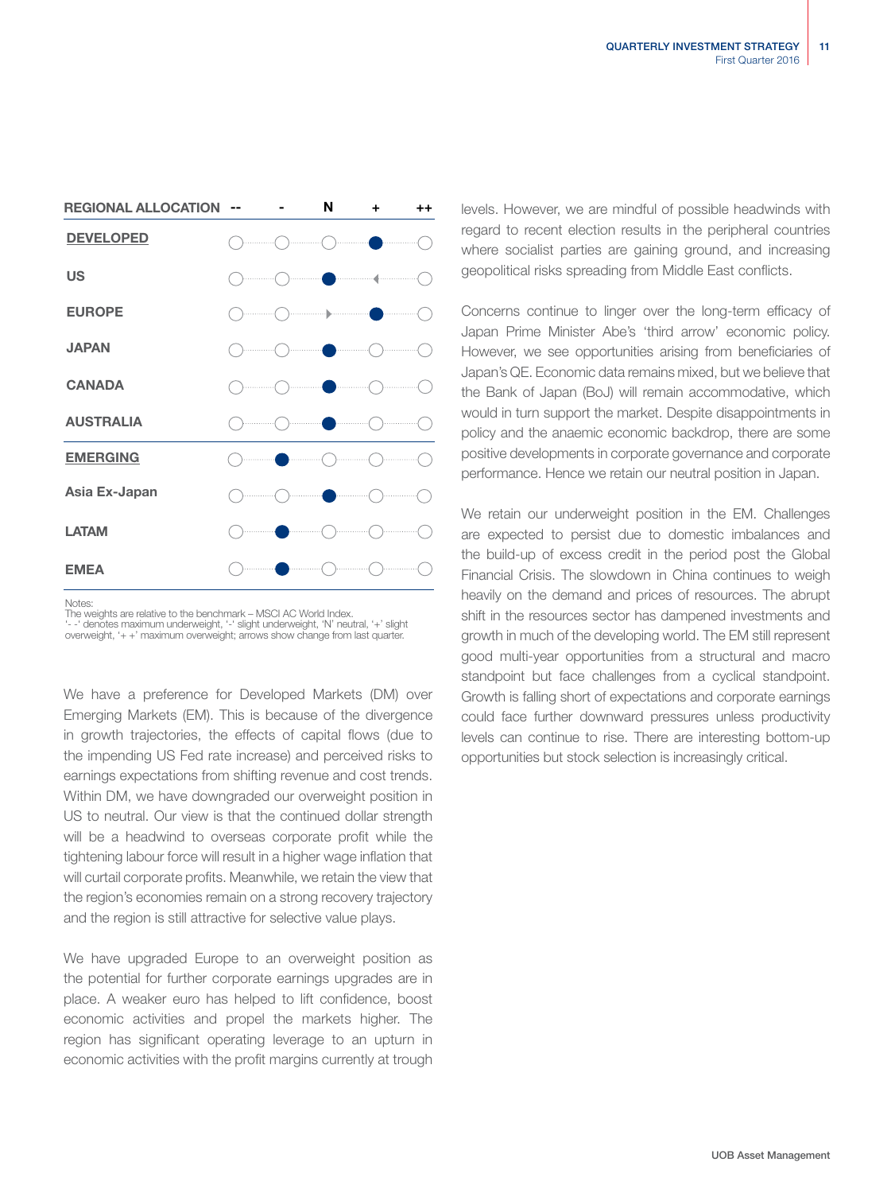| REGIONAL ALLOCATION | -- | - | N | + | ++ |
|---|---|---|---|---|---|
| **DEVELOPED** | | | | ● | |
| **US** | | | ● | ◄ | |
| **EUROPE** | | | ► | ● | |
| **JAPAN** | | | ● | | |
| **CANADA** | | | ● | | |
| **AUSTRALIA** | | | ● | | |
| **EMERGING** | | ● | | | |
| **Asia Ex-Japan** | | | ● | | |
| **LATAM** | | ● | | | |
| **EMEA** | | ● | | | |

Notes:
The weights are relative to the benchmark – MSCI AC World Index.
'- -' denotes maximum underweight, '-' slight underweight, 'N' neutral, '+' slight overweight, '+ +' maximum overweight; arrows show change from last quarter.

We have a preference for Developed Markets (DM) over Emerging Markets (EM). This is because of the divergence in growth trajectories, the effects of capital flows (due to the impending US Fed rate increase) and perceived risks to earnings expectations from shifting revenue and cost trends. Within DM, we have downgraded our overweight position in US to neutral. Our view is that the continued dollar strength will be a headwind to overseas corporate profit while the tightening labour force will result in a higher wage inflation that will curtail corporate profits. Meanwhile, we retain the view that the region's economies remain on a strong recovery trajectory and the region is still attractive for selective value plays.

We have upgraded Europe to an overweight position as the potential for further corporate earnings upgrades are in place. A weaker euro has helped to lift confidence, boost economic activities and propel the markets higher. The region has significant operating leverage to an upturn in economic activities with the profit margins currently at trough levels. However, we are mindful of possible headwinds with regard to recent election results in the peripheral countries where socialist parties are gaining ground, and increasing geopolitical risks spreading from Middle East conflicts.

Concerns continue to linger over the long-term efficacy of Japan Prime Minister Abe's 'third arrow' economic policy. However, we see opportunities arising from beneficiaries of Japan's QE. Economic data remains mixed, but we believe that the Bank of Japan (BoJ) will remain accommodative, which would in turn support the market. Despite disappointments in policy and the anaemic economic backdrop, there are some positive developments in corporate governance and corporate performance. Hence we retain our neutral position in Japan.

We retain our underweight position in the EM. Challenges are expected to persist due to domestic imbalances and the build-up of excess credit in the period post the Global Financial Crisis. The slowdown in China continues to weigh heavily on the demand and prices of resources. The abrupt shift in the resources sector has dampened investments and growth in much of the developing world. The EM still represent good multi-year opportunities from a structural and macro standpoint but face challenges from a cyclical standpoint. Growth is falling short of expectations and corporate earnings could face further downward pressures unless productivity levels can continue to rise. There are interesting bottom-up opportunities but stock selection is increasingly critical.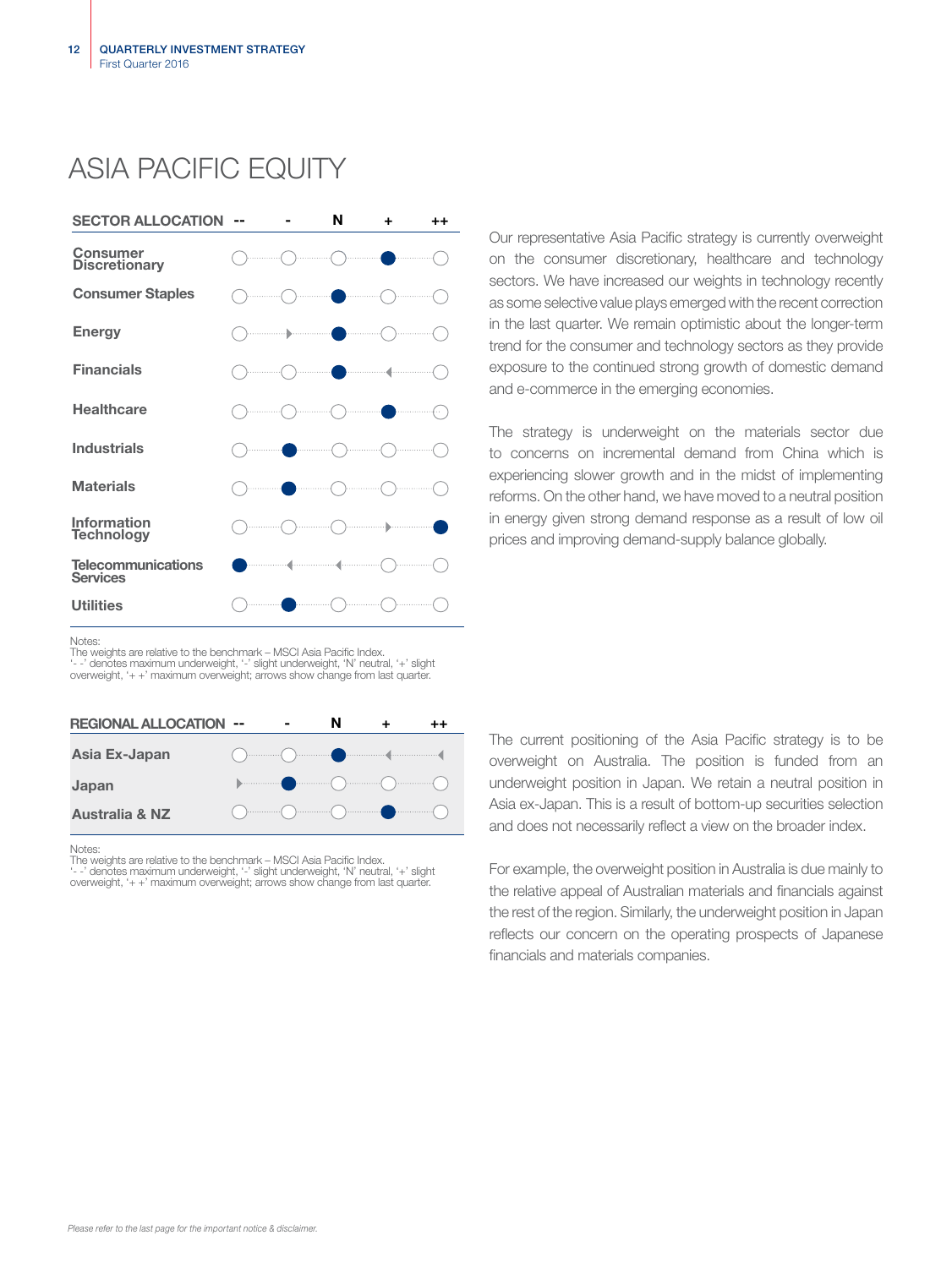# ASIA PACIFIC EQUITY

| SECTOR ALLOCATION | -- | - | N | + | ++ |
|---|---|---|---|---|---|
| Consumer Discretionary | | | | ● | |
| Consumer Staples | | | ● | | |
| Energy | | ▸ | ● | | |
| Financials | | | ● | ◂ | |
| Healthcare | | | | ● | |
| Industrials | | ● | | | |
| Materials | | ● | | | |
| Information Technology | | | | ▸ | ● |
| Telecommunications Services | ● | ◂ | ◂ | | |
| Utilities | | ● | | | |

Notes:
The weights are relative to the benchmark – MSCI Asia Pacific Index.
'- -' denotes maximum underweight, '-' slight underweight, 'N' neutral, '+' slight overweight, '+ +' maximum overweight; arrows show change from last quarter.

Our representative Asia Pacific strategy is currently overweight on the consumer discretionary, healthcare and technology sectors. We have increased our weights in technology recently as some selective value plays emerged with the recent correction in the last quarter. We remain optimistic about the longer-term trend for the consumer and technology sectors as they provide exposure to the continued strong growth of domestic demand and e-commerce in the emerging economies.

The strategy is underweight on the materials sector due to concerns on incremental demand from China which is experiencing slower growth and in the midst of implementing reforms. On the other hand, we have moved to a neutral position in energy given strong demand response as a result of low oil prices and improving demand-supply balance globally.

| REGIONAL ALLOCATION | -- | - | N | + | ++ |
|---|---|---|---|---|---|
| Asia Ex-Japan | | | ● | ◂ | ◂ |
| Japan | ▸ | ● | | | |
| Australia & NZ | | | | ● | |

Notes:
The weights are relative to the benchmark – MSCI Asia Pacific Index.
'- -' denotes maximum underweight, '-' slight underweight, 'N' neutral, '+' slight overweight, '+ +' maximum overweight; arrows show change from last quarter.

The current positioning of the Asia Pacific strategy is to be overweight on Australia. The position is funded from an underweight position in Japan. We retain a neutral position in Asia ex-Japan. This is a result of bottom-up securities selection and does not necessarily reflect a view on the broader index.

For example, the overweight position in Australia is due mainly to the relative appeal of Australian materials and financials against the rest of the region. Similarly, the underweight position in Japan reflects our concern on the operating prospects of Japanese financials and materials companies.

*Please refer to the last page for the important notice & disclaimer.*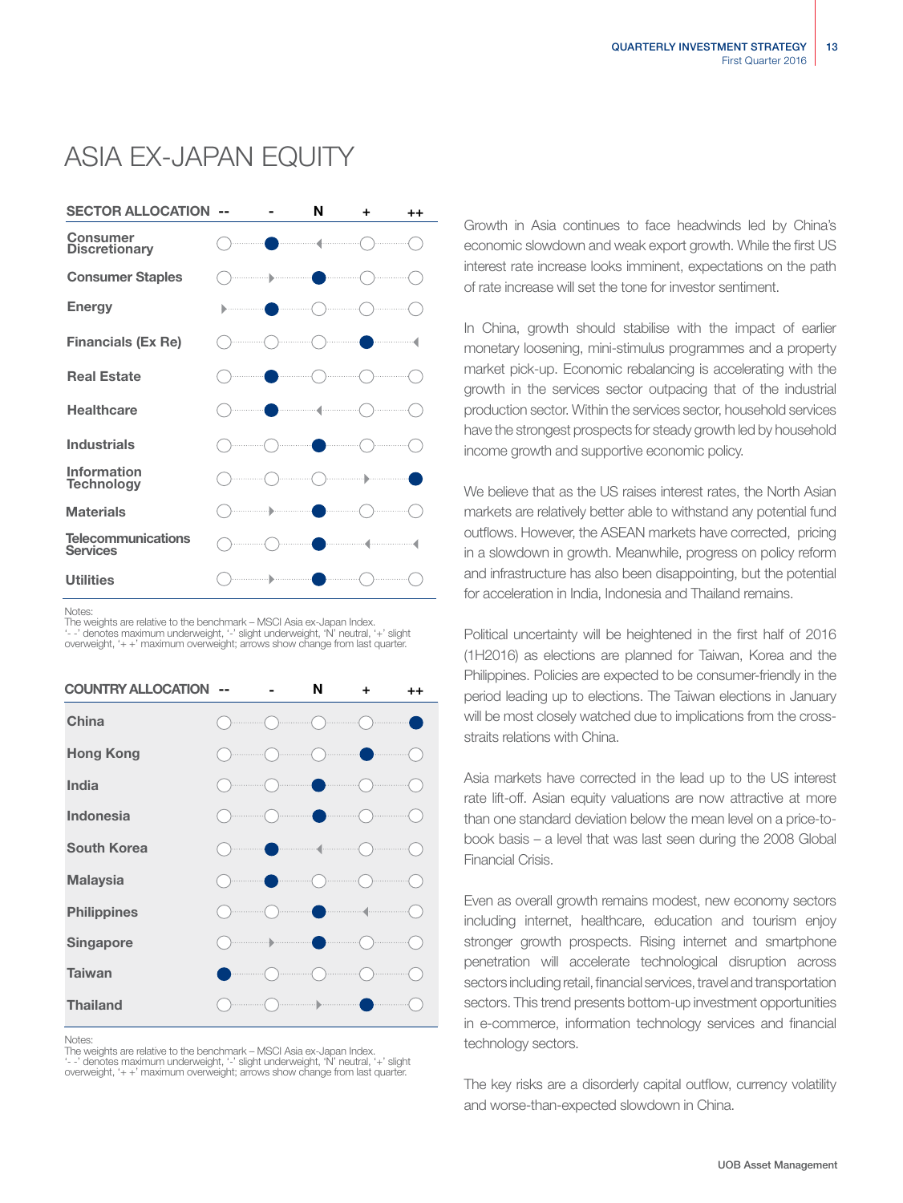# ASIA EX-JAPAN EQUITY

| SECTOR ALLOCATION | -- | - | N | + | ++ |
|---|---|---|---|---|---|
| Consumer Discretionary | ○ | ● | ◄ | ○ | ○ |
| Consumer Staples | ○ | ► | ● | ○ | ○ |
| Energy | ► | ● | ○ | ○ | ○ |
| Financials (Ex Re) | ○ | ○ | ○ | ● | ◄ |
| Real Estate | ○ | ● | ○ | ○ | ○ |
| Healthcare | ○ | ● | ◄ | ○ | ○ |
| Industrials | ○ | ○ | ● | ○ | ○ |
| Information Technology | ○ | ○ | ○ | ► | ● |
| Materials | ○ | ► | ● | ○ | ○ |
| Telecommunications Services | ○ | ○ | ● | ◄ | ◄ |
| Utilities | ○ | ► | ● | ○ | ○ |

Notes:
The weights are relative to the benchmark – MSCI Asia ex-Japan Index.
'- -' denotes maximum underweight, '-' slight underweight, 'N' neutral, '+' slight overweight, '+ +' maximum overweight; arrows show change from last quarter.

| COUNTRY ALLOCATION | -- | - | N | + | ++ |
|---|---|---|---|---|---|
| China | ○ | ○ | ○ | ○ | ● |
| Hong Kong | ○ | ○ | ○ | ● | ○ |
| India | ○ | ○ | ● | ○ | ○ |
| Indonesia | ○ | ○ | ● | ○ | ○ |
| South Korea | ○ | ● | ◄ | ○ | ○ |
| Malaysia | ○ | ● | ○ | ○ | ○ |
| Philippines | ○ | ○ | ● | ◄ | ○ |
| Singapore | ○ | ► | ● | ○ | ○ |
| Taiwan | ● | ○ | ○ | ○ | ○ |
| Thailand | ○ | ○ | ► | ● | ○ |

Notes:
The weights are relative to the benchmark – MSCI Asia ex-Japan Index.
'- -' denotes maximum underweight, '-' slight underweight, 'N' neutral, '+' slight overweight, '+ +' maximum overweight; arrows show change from last quarter.

Growth in Asia continues to face headwinds led by China's economic slowdown and weak export growth. While the first US interest rate increase looks imminent, expectations on the path of rate increase will set the tone for investor sentiment.

In China, growth should stabilise with the impact of earlier monetary loosening, mini-stimulus programmes and a property market pick-up. Economic rebalancing is accelerating with the growth in the services sector outpacing that of the industrial production sector. Within the services sector, household services have the strongest prospects for steady growth led by household income growth and supportive economic policy.

We believe that as the US raises interest rates, the North Asian markets are relatively better able to withstand any potential fund outflows. However, the ASEAN markets have corrected, pricing in a slowdown in growth. Meanwhile, progress on policy reform and infrastructure has also been disappointing, but the potential for acceleration in India, Indonesia and Thailand remains.

Political uncertainty will be heightened in the first half of 2016 (1H2016) as elections are planned for Taiwan, Korea and the Philippines. Policies are expected to be consumer-friendly in the period leading up to elections. The Taiwan elections in January will be most closely watched due to implications from the cross-straits relations with China.

Asia markets have corrected in the lead up to the US interest rate lift-off. Asian equity valuations are now attractive at more than one standard deviation below the mean level on a price-to-book basis – a level that was last seen during the 2008 Global Financial Crisis.

Even as overall growth remains modest, new economy sectors including internet, healthcare, education and tourism enjoy stronger growth prospects. Rising internet and smartphone penetration will accelerate technological disruption across sectors including retail, financial services, travel and transportation sectors. This trend presents bottom-up investment opportunities in e-commerce, information technology services and financial technology sectors.

The key risks are a disorderly capital outflow, currency volatility and worse-than-expected slowdown in China.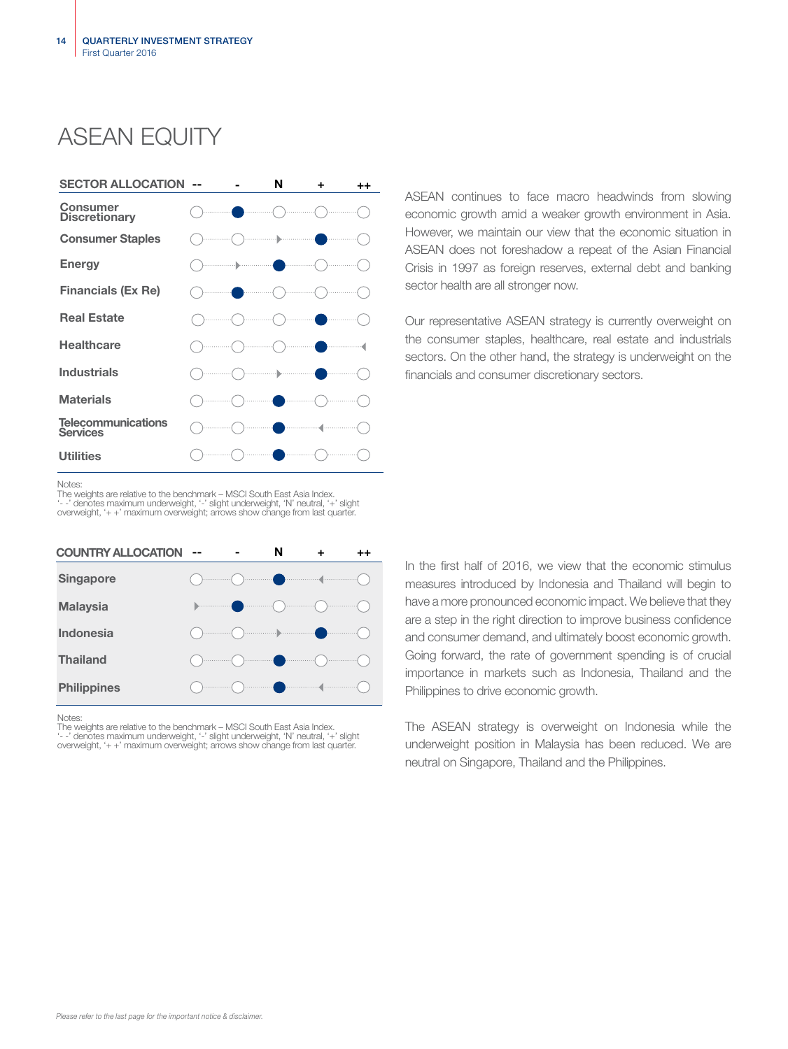# ASEAN EQUITY

| SECTOR ALLOCATION | -- | - | N | + | ++ |
|---|---|---|---|---|---|
| Consumer Discretionary | | ● | | | |
| Consumer Staples | | | ▸ | ● | |
| Energy | | ▸ | ● | | |
| Financials (Ex Re) | | ● | | | |
| Real Estate | | | | ● | |
| Healthcare | | | | ● | ◂ |
| Industrials | | | ▸ | ● | |
| Materials | | | ● | | |
| Telecommunications Services | | | ● | ◂ | |
| Utilities | | | ● | | |

Notes:
The weights are relative to the benchmark – MSCI South East Asia Index.
'- -' denotes maximum underweight, '-' slight underweight, 'N' neutral, '+' slight overweight, '+ +' maximum overweight; arrows show change from last quarter.

ASEAN continues to face macro headwinds from slowing economic growth amid a weaker growth environment in Asia. However, we maintain our view that the economic situation in ASEAN does not foreshadow a repeat of the Asian Financial Crisis in 1997 as foreign reserves, external debt and banking sector health are all stronger now.

Our representative ASEAN strategy is currently overweight on the consumer staples, healthcare, real estate and industrials sectors. On the other hand, the strategy is underweight on the financials and consumer discretionary sectors.

| COUNTRY ALLOCATION | -- | - | N | + | ++ |
|---|---|---|---|---|---|
| Singapore | | | ● | ◂ | |
| Malaysia | ▸ | ● | | | |
| Indonesia | | | ▸ | ● | |
| Thailand | | | ● | | |
| Philippines | | | ● | ◂ | |

Notes:
The weights are relative to the benchmark – MSCI South East Asia Index.
'- -' denotes maximum underweight, '-' slight underweight, 'N' neutral, '+' slight overweight, '+ +' maximum overweight; arrows show change from last quarter.

In the first half of 2016, we view that the economic stimulus measures introduced by Indonesia and Thailand will begin to have a more pronounced economic impact. We believe that they are a step in the right direction to improve business confidence and consumer demand, and ultimately boost economic growth. Going forward, the rate of government spending is of crucial importance in markets such as Indonesia, Thailand and the Philippines to drive economic growth.

The ASEAN strategy is overweight on Indonesia while the underweight position in Malaysia has been reduced. We are neutral on Singapore, Thailand and the Philippines.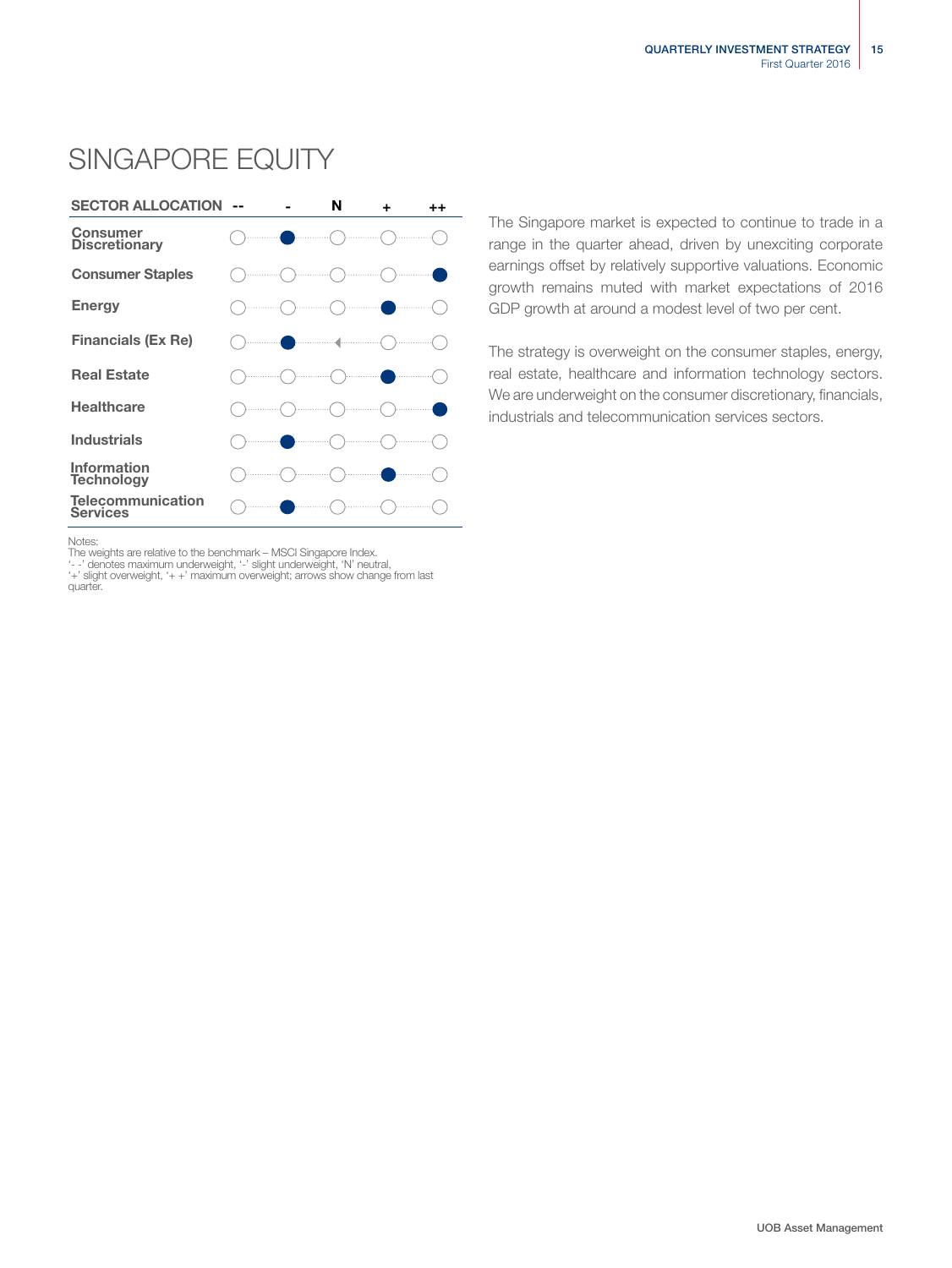# SINGAPORE EQUITY

| SECTOR ALLOCATION | -- | - | N | + | ++ |
|---|---|---|---|---|---|
| Consumer Discretionary | | ● | | | |
| Consumer Staples | | | | | ● |
| Energy | | | | ● | |
| Financials (Ex Re) | | ● | ◄ | | |
| Real Estate | | | | ● | |
| Healthcare | | | | | ● |
| Industrials | | ● | | | |
| Information Technology | | | | ● | |
| Telecommunication Services | | ● | | | |

Notes:
The weights are relative to the benchmark – MSCI Singapore Index.
'- -' denotes maximum underweight, '-' slight underweight, 'N' neutral,
'+' slight overweight, '+ +' maximum overweight; arrows show change from last quarter.

The Singapore market is expected to continue to trade in a range in the quarter ahead, driven by unexciting corporate earnings offset by relatively supportive valuations. Economic growth remains muted with market expectations of 2016 GDP growth at around a modest level of two per cent.

The strategy is overweight on the consumer staples, energy, real estate, healthcare and information technology sectors. We are underweight on the consumer discretionary, financials, industrials and telecommunication services sectors.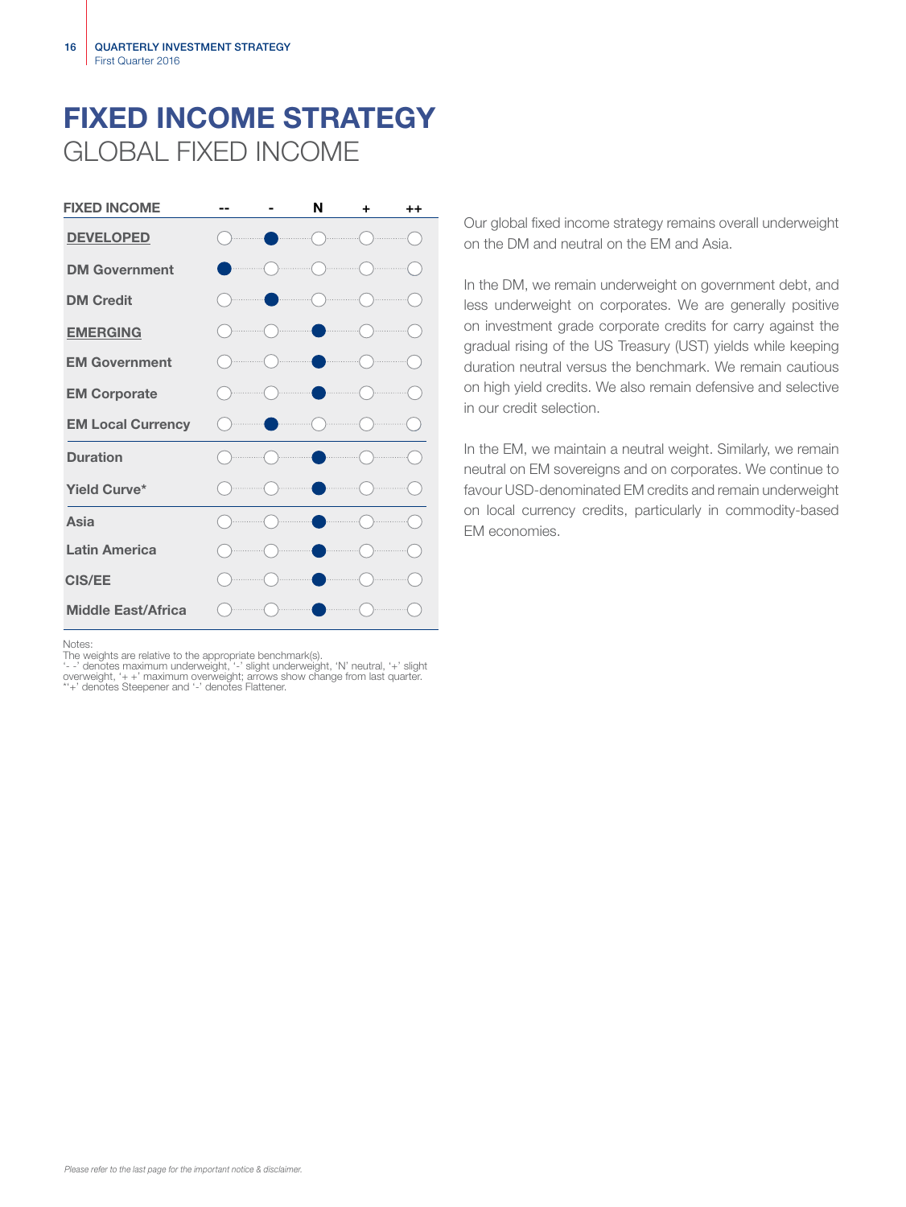# FIXED INCOME STRATEGY

## GLOBAL FIXED INCOME

| FIXED INCOME | -- | - | N | + | ++ |
|---|---|---|---|---|---|
| DEVELOPED | | ● | | | |
| DM Government | ● | | | | |
| DM Credit | | ● | | | |
| EMERGING | | | ● | | |
| EM Government | | | ● | | |
| EM Corporate | | | ● | | |
| EM Local Currency | | ● | | | |
| Duration | | | ● | | |
| Yield Curve* | | | ● | | |
| Asia | | | ● | | |
| Latin America | | | ● | | |
| CIS/EE | | | ● | | |
| Middle East/Africa | | | ● | | |

Notes:
The weights are relative to the appropriate benchmark(s).
'- -' denotes maximum underweight, '-' slight underweight, 'N' neutral, '+' slight overweight, '+ +' maximum overweight; arrows show change from last quarter.
*'+' denotes Steepener and '-' denotes Flattener.

Our global fixed income strategy remains overall underweight on the DM and neutral on the EM and Asia.

In the DM, we remain underweight on government debt, and less underweight on corporates. We are generally positive on investment grade corporate credits for carry against the gradual rising of the US Treasury (UST) yields while keeping duration neutral versus the benchmark. We remain cautious on high yield credits. We also remain defensive and selective in our credit selection.

In the EM, we maintain a neutral weight. Similarly, we remain neutral on EM sovereigns and on corporates. We continue to favour USD-denominated EM credits and remain underweight on local currency credits, particularly in commodity-based EM economies.

*Please refer to the last page for the important notice & disclaimer.*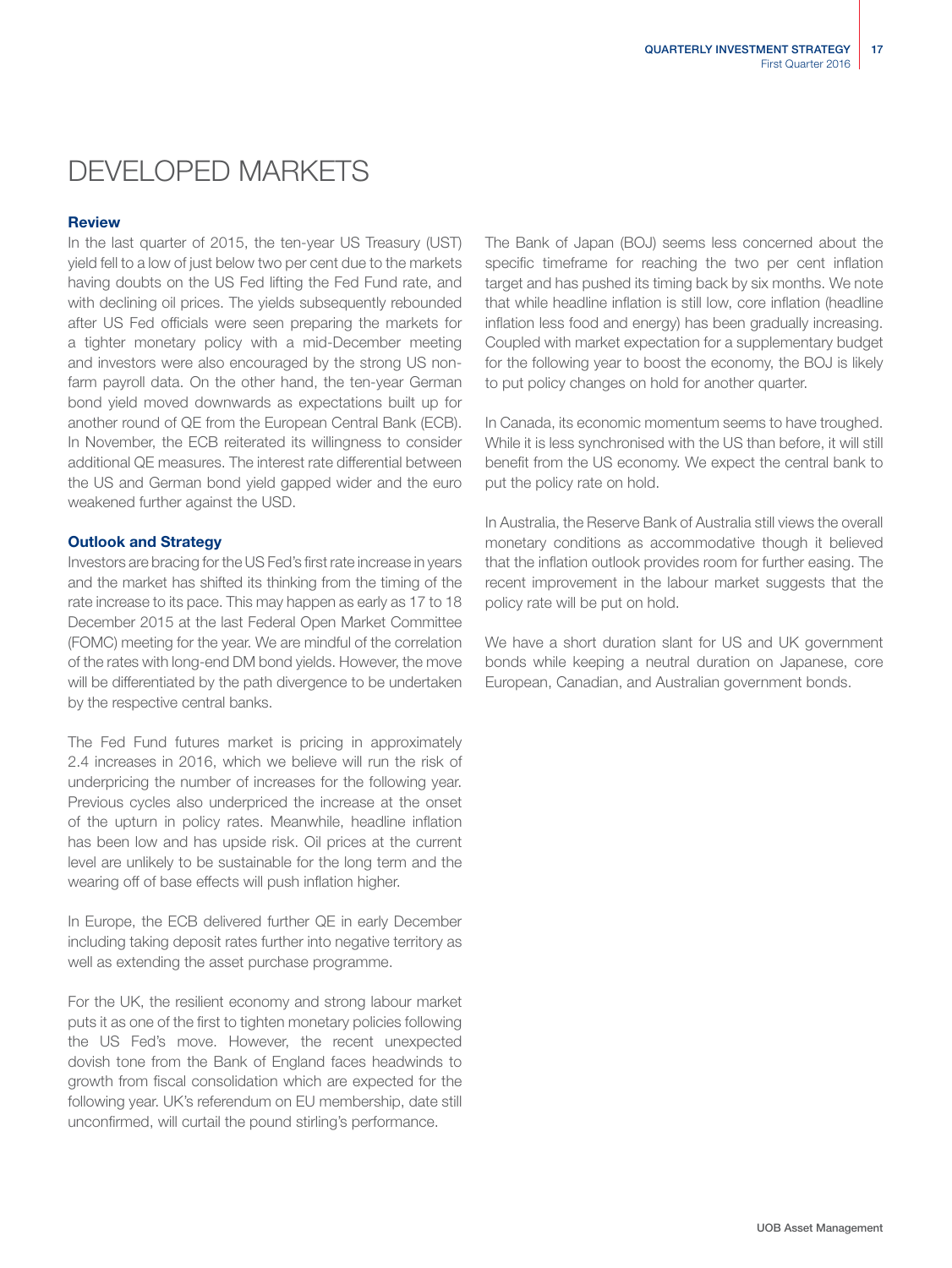# DEVELOPED MARKETS

### Review

In the last quarter of 2015, the ten-year US Treasury (UST) yield fell to a low of just below two per cent due to the markets having doubts on the US Fed lifting the Fed Fund rate, and with declining oil prices. The yields subsequently rebounded after US Fed officials were seen preparing the markets for a tighter monetary policy with a mid-December meeting and investors were also encouraged by the strong US non-farm payroll data. On the other hand, the ten-year German bond yield moved downwards as expectations built up for another round of QE from the European Central Bank (ECB). In November, the ECB reiterated its willingness to consider additional QE measures. The interest rate differential between the US and German bond yield gapped wider and the euro weakened further against the USD.

### Outlook and Strategy

Investors are bracing for the US Fed's first rate increase in years and the market has shifted its thinking from the timing of the rate increase to its pace. This may happen as early as 17 to 18 December 2015 at the last Federal Open Market Committee (FOMC) meeting for the year. We are mindful of the correlation of the rates with long-end DM bond yields. However, the move will be differentiated by the path divergence to be undertaken by the respective central banks.

The Fed Fund futures market is pricing in approximately 2.4 increases in 2016, which we believe will run the risk of underpricing the number of increases for the following year. Previous cycles also underpriced the increase at the onset of the upturn in policy rates. Meanwhile, headline inflation has been low and has upside risk. Oil prices at the current level are unlikely to be sustainable for the long term and the wearing off of base effects will push inflation higher.

In Europe, the ECB delivered further QE in early December including taking deposit rates further into negative territory as well as extending the asset purchase programme.

For the UK, the resilient economy and strong labour market puts it as one of the first to tighten monetary policies following the US Fed's move. However, the recent unexpected dovish tone from the Bank of England faces headwinds to growth from fiscal consolidation which are expected for the following year. UK's referendum on EU membership, date still unconfirmed, will curtail the pound stirling's performance.

The Bank of Japan (BOJ) seems less concerned about the specific timeframe for reaching the two per cent inflation target and has pushed its timing back by six months. We note that while headline inflation is still low, core inflation (headline inflation less food and energy) has been gradually increasing. Coupled with market expectation for a supplementary budget for the following year to boost the economy, the BOJ is likely to put policy changes on hold for another quarter.

In Canada, its economic momentum seems to have troughed. While it is less synchronised with the US than before, it will still benefit from the US economy. We expect the central bank to put the policy rate on hold.

In Australia, the Reserve Bank of Australia still views the overall monetary conditions as accommodative though it believed that the inflation outlook provides room for further easing. The recent improvement in the labour market suggests that the policy rate will be put on hold.

We have a short duration slant for US and UK government bonds while keeping a neutral duration on Japanese, core European, Canadian, and Australian government bonds.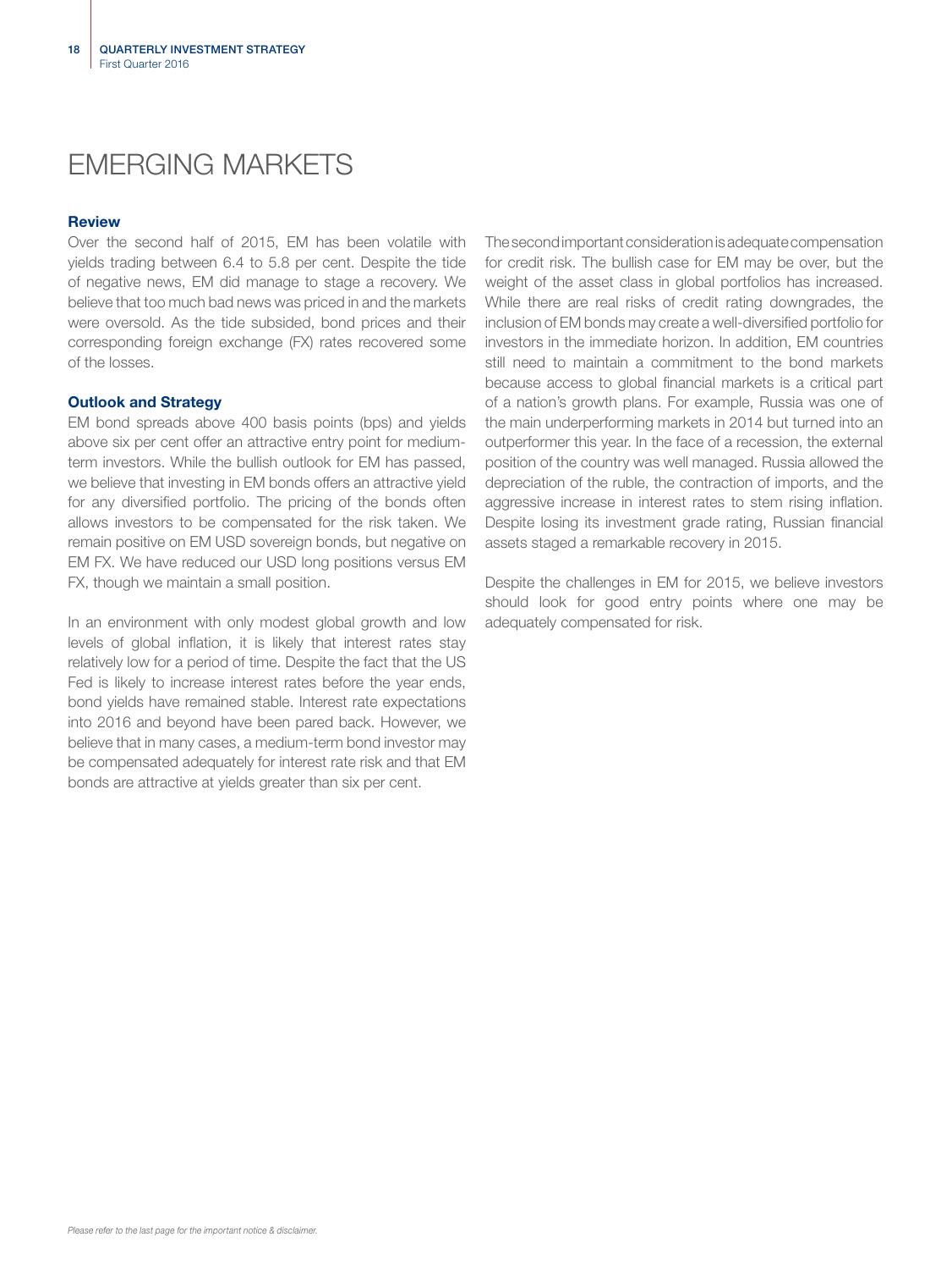# EMERGING MARKETS

### Review

Over the second half of 2015, EM has been volatile with yields trading between 6.4 to 5.8 per cent. Despite the tide of negative news, EM did manage to stage a recovery. We believe that too much bad news was priced in and the markets were oversold. As the tide subsided, bond prices and their corresponding foreign exchange (FX) rates recovered some of the losses.

### Outlook and Strategy

EM bond spreads above 400 basis points (bps) and yields above six per cent offer an attractive entry point for medium-term investors. While the bullish outlook for EM has passed, we believe that investing in EM bonds offers an attractive yield for any diversified portfolio. The pricing of the bonds often allows investors to be compensated for the risk taken. We remain positive on EM USD sovereign bonds, but negative on EM FX. We have reduced our USD long positions versus EM FX, though we maintain a small position.

In an environment with only modest global growth and low levels of global inflation, it is likely that interest rates stay relatively low for a period of time. Despite the fact that the US Fed is likely to increase interest rates before the year ends, bond yields have remained stable. Interest rate expectations into 2016 and beyond have been pared back. However, we believe that in many cases, a medium-term bond investor may be compensated adequately for interest rate risk and that EM bonds are attractive at yields greater than six per cent.

The second important consideration is adequate compensation for credit risk. The bullish case for EM may be over, but the weight of the asset class in global portfolios has increased. While there are real risks of credit rating downgrades, the inclusion of EM bonds may create a well-diversified portfolio for investors in the immediate horizon. In addition, EM countries still need to maintain a commitment to the bond markets because access to global financial markets is a critical part of a nation's growth plans. For example, Russia was one of the main underperforming markets in 2014 but turned into an outperformer this year. In the face of a recession, the external position of the country was well managed. Russia allowed the depreciation of the ruble, the contraction of imports, and the aggressive increase in interest rates to stem rising inflation. Despite losing its investment grade rating, Russian financial assets staged a remarkable recovery in 2015.

Despite the challenges in EM for 2015, we believe investors should look for good entry points where one may be adequately compensated for risk.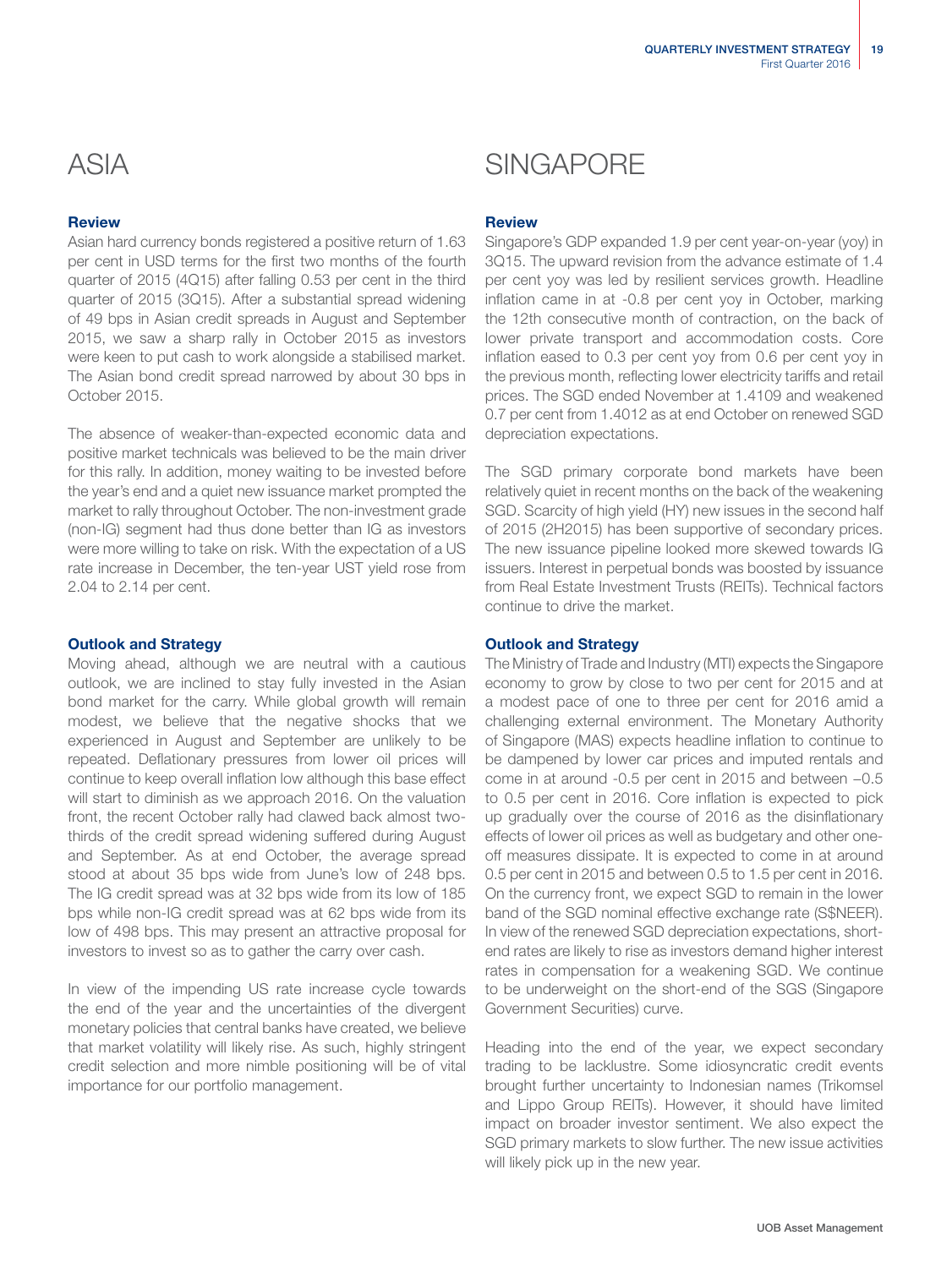# ASIA

### Review

Asian hard currency bonds registered a positive return of 1.63 per cent in USD terms for the first two months of the fourth quarter of 2015 (4Q15) after falling 0.53 per cent in the third quarter of 2015 (3Q15). After a substantial spread widening of 49 bps in Asian credit spreads in August and September 2015, we saw a sharp rally in October 2015 as investors were keen to put cash to work alongside a stabilised market. The Asian bond credit spread narrowed by about 30 bps in October 2015.

The absence of weaker-than-expected economic data and positive market technicals was believed to be the main driver for this rally. In addition, money waiting to be invested before the year's end and a quiet new issuance market prompted the market to rally throughout October. The non-investment grade (non-IG) segment had thus done better than IG as investors were more willing to take on risk. With the expectation of a US rate increase in December, the ten-year UST yield rose from 2.04 to 2.14 per cent.

### Outlook and Strategy

Moving ahead, although we are neutral with a cautious outlook, we are inclined to stay fully invested in the Asian bond market for the carry. While global growth will remain modest, we believe that the negative shocks that we experienced in August and September are unlikely to be repeated. Deflationary pressures from lower oil prices will continue to keep overall inflation low although this base effect will start to diminish as we approach 2016. On the valuation front, the recent October rally had clawed back almost two-thirds of the credit spread widening suffered during August and September. As at end October, the average spread stood at about 35 bps wide from June's low of 248 bps. The IG credit spread was at 32 bps wide from its low of 185 bps while non-IG credit spread was at 62 bps wide from its low of 498 bps. This may present an attractive proposal for investors to invest so as to gather the carry over cash.

In view of the impending US rate increase cycle towards the end of the year and the uncertainties of the divergent monetary policies that central banks have created, we believe that market volatility will likely rise. As such, highly stringent credit selection and more nimble positioning will be of vital importance for our portfolio management.

# SINGAPORE

### Review

Singapore's GDP expanded 1.9 per cent year-on-year (yoy) in 3Q15. The upward revision from the advance estimate of 1.4 per cent yoy was led by resilient services growth. Headline inflation came in at -0.8 per cent yoy in October, marking the 12th consecutive month of contraction, on the back of lower private transport and accommodation costs. Core inflation eased to 0.3 per cent yoy from 0.6 per cent yoy in the previous month, reflecting lower electricity tariffs and retail prices. The SGD ended November at 1.4109 and weakened 0.7 per cent from 1.4012 as at end October on renewed SGD depreciation expectations.

The SGD primary corporate bond markets have been relatively quiet in recent months on the back of the weakening SGD. Scarcity of high yield (HY) new issues in the second half of 2015 (2H2015) has been supportive of secondary prices. The new issuance pipeline looked more skewed towards IG issuers. Interest in perpetual bonds was boosted by issuance from Real Estate Investment Trusts (REITs). Technical factors continue to drive the market.

### Outlook and Strategy

The Ministry of Trade and Industry (MTI) expects the Singapore economy to grow by close to two per cent for 2015 and at a modest pace of one to three per cent for 2016 amid a challenging external environment. The Monetary Authority of Singapore (MAS) expects headline inflation to continue to be dampened by lower car prices and imputed rentals and come in at around -0.5 per cent in 2015 and between –0.5 to 0.5 per cent in 2016. Core inflation is expected to pick up gradually over the course of 2016 as the disinflationary effects of lower oil prices as well as budgetary and other one-off measures dissipate. It is expected to come in at around 0.5 per cent in 2015 and between 0.5 to 1.5 per cent in 2016. On the currency front, we expect SGD to remain in the lower band of the SGD nominal effective exchange rate (S$NEER). In view of the renewed SGD depreciation expectations, short-end rates are likely to rise as investors demand higher interest rates in compensation for a weakening SGD. We continue to be underweight on the short-end of the SGS (Singapore Government Securities) curve.

Heading into the end of the year, we expect secondary trading to be lacklustre. Some idiosyncratic credit events brought further uncertainty to Indonesian names (Trikomsel and Lippo Group REITs). However, it should have limited impact on broader investor sentiment. We also expect the SGD primary markets to slow further. The new issue activities will likely pick up in the new year.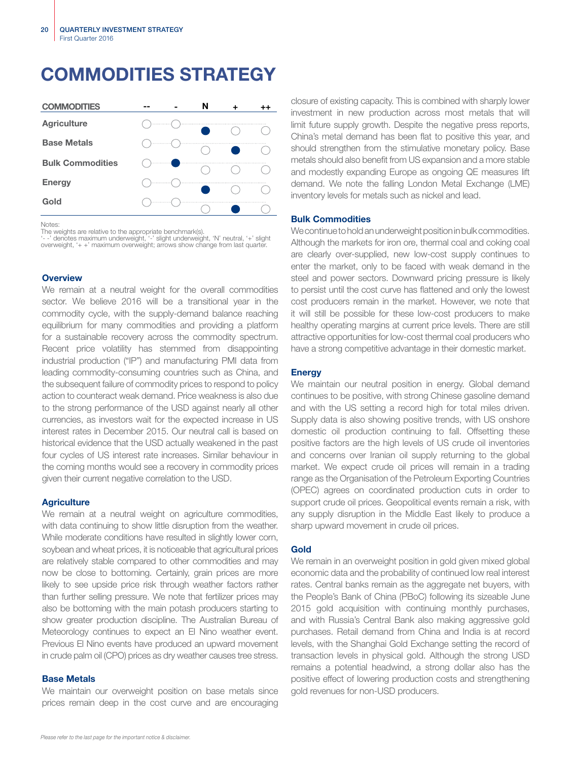# COMMODITIES STRATEGY

| COMMODITIES | -- | - | N | + | ++ |
|---|---|---|---|---|---|
| Agriculture | ○ | ○ | ● | ○ | ○ |
| Base Metals | ○ | ○ | ○ | ● | ○ |
| Bulk Commodities | ○ | ● | ○ | ○ | ○ |
| Energy | ○ | ○ | ● | ○ | ○ |
| Gold | ○ | ○ | ○ | ● | ○ |

Notes:
The weights are relative to the appropriate benchmark(s).
'- -' denotes maximum underweight, '-' slight underweight, 'N' neutral, '+' slight overweight, '+ +' maximum overweight; arrows show change from last quarter.

### Overview

We remain at a neutral weight for the overall commodities sector. We believe 2016 will be a transitional year in the commodity cycle, with the supply-demand balance reaching equilibrium for many commodities and providing a platform for a sustainable recovery across the commodity spectrum. Recent price volatility has stemmed from disappointing industrial production ("IP") and manufacturing PMI data from leading commodity-consuming countries such as China, and the subsequent failure of commodity prices to respond to policy action to counteract weak demand. Price weakness is also due to the strong performance of the USD against nearly all other currencies, as investors wait for the expected increase in US interest rates in December 2015. Our neutral call is based on historical evidence that the USD actually weakened in the past four cycles of US interest rate increases. Similar behaviour in the coming months would see a recovery in commodity prices given their current negative correlation to the USD.

### Agriculture

We remain at a neutral weight on agriculture commodities, with data continuing to show little disruption from the weather. While moderate conditions have resulted in slightly lower corn, soybean and wheat prices, it is noticeable that agricultural prices are relatively stable compared to other commodities and may now be close to bottoming. Certainly, grain prices are more likely to see upside price risk through weather factors rather than further selling pressure. We note that fertilizer prices may also be bottoming with the main potash producers starting to show greater production discipline. The Australian Bureau of Meteorology continues to expect an El Nino weather event. Previous El Nino events have produced an upward movement in crude palm oil (CPO) prices as dry weather causes tree stress.

### Base Metals

We maintain our overweight position on base metals since prices remain deep in the cost curve and are encouraging closure of existing capacity. This is combined with sharply lower investment in new production across most metals that will limit future supply growth. Despite the negative press reports, China's metal demand has been flat to positive this year, and should strengthen from the stimulative monetary policy. Base metals should also benefit from US expansion and a more stable and modestly expanding Europe as ongoing QE measures lift demand. We note the falling London Metal Exchange (LME) inventory levels for metals such as nickel and lead.

### Bulk Commodities

We continue to hold an underweight position in bulk commodities. Although the markets for iron ore, thermal coal and coking coal are clearly over-supplied, new low-cost supply continues to enter the market, only to be faced with weak demand in the steel and power sectors. Downward pricing pressure is likely to persist until the cost curve has flattened and only the lowest cost producers remain in the market. However, we note that it will still be possible for these low-cost producers to make healthy operating margins at current price levels. There are still attractive opportunities for low-cost thermal coal producers who have a strong competitive advantage in their domestic market.

### Energy

We maintain our neutral position in energy. Global demand continues to be positive, with strong Chinese gasoline demand and with the US setting a record high for total miles driven. Supply data is also showing positive trends, with US onshore domestic oil production continuing to fall. Offsetting these positive factors are the high levels of US crude oil inventories and concerns over Iranian oil supply returning to the global market. We expect crude oil prices will remain in a trading range as the Organisation of the Petroleum Exporting Countries (OPEC) agrees on coordinated production cuts in order to support crude oil prices. Geopolitical events remain a risk, with any supply disruption in the Middle East likely to produce a sharp upward movement in crude oil prices.

### Gold

We remain in an overweight position in gold given mixed global economic data and the probability of continued low real interest rates. Central banks remain as the aggregate net buyers, with the People's Bank of China (PBoC) following its sizeable June 2015 gold acquisition with continuing monthly purchases, and with Russia's Central Bank also making aggressive gold purchases. Retail demand from China and India is at record levels, with the Shanghai Gold Exchange setting the record of transaction levels in physical gold. Although the strong USD remains a potential headwind, a strong dollar also has the positive effect of lowering production costs and strengthening gold revenues for non-USD producers.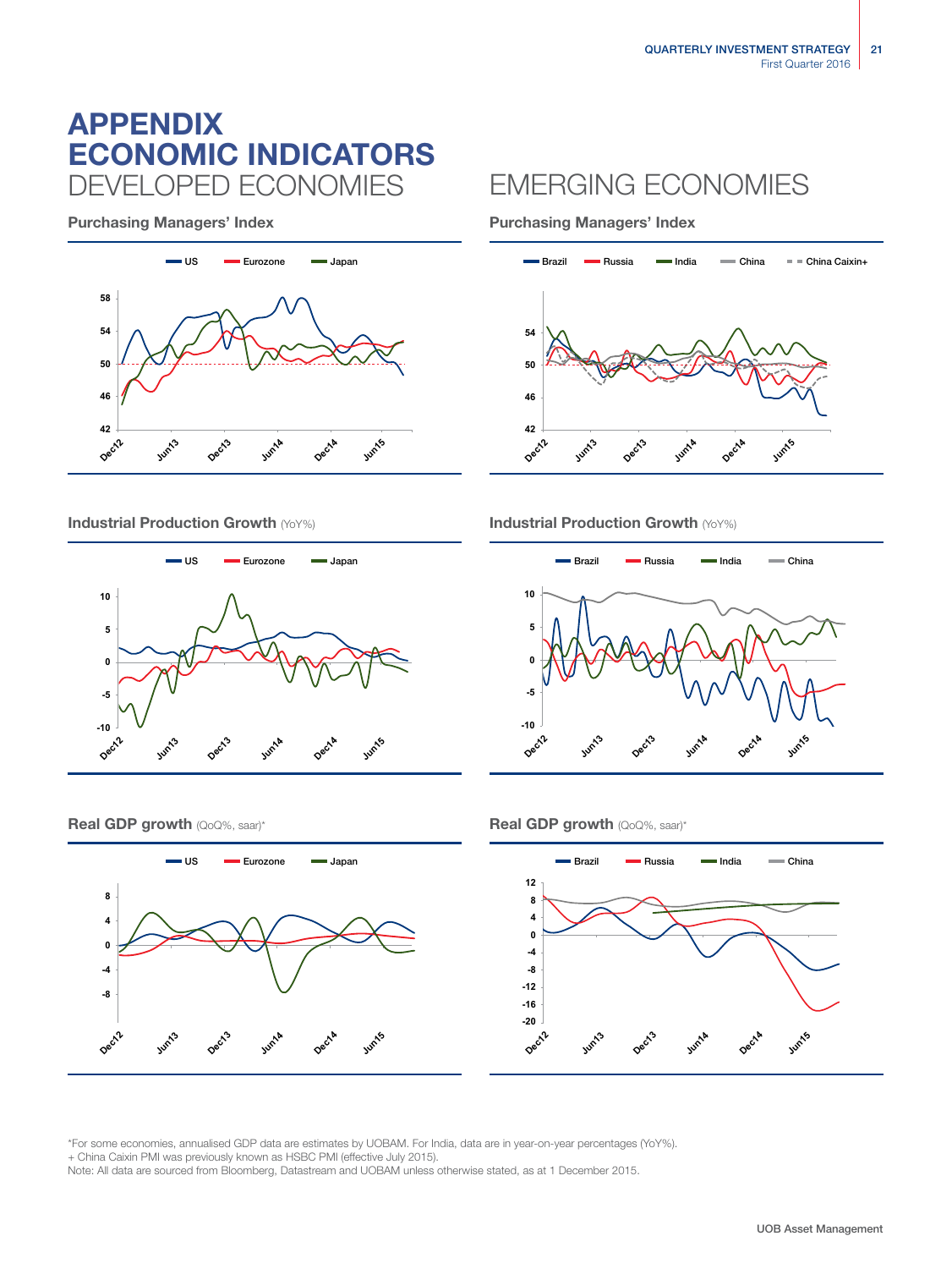# APPENDIX
# ECONOMIC INDICATORS

## DEVELOPED ECONOMIES

### Purchasing Managers' Index

US, Eurozone, Japan

### Industrial Production Growth (YoY%)

US, Eurozone, Japan

### Real GDP growth (QoQ%, saar)*

US, Eurozone, Japan

## EMERGING ECONOMIES

### Purchasing Managers' Index

Brazil, Russia, India, China, China Caixin+

### Industrial Production Growth (YoY%)

Brazil, Russia, India, China

### Real GDP growth (QoQ%, saar)*

Brazil, Russia, India, China

*For some economies, annualised GDP data are estimates by UOBAM. For India, data are in year-on-year percentages (YoY%).
+ China Caixin PMI was previously known as HSBC PMI (effective July 2015).
Note: All data are sourced from Bloomberg, Datastream and UOBAM unless otherwise stated, as at 1 December 2015.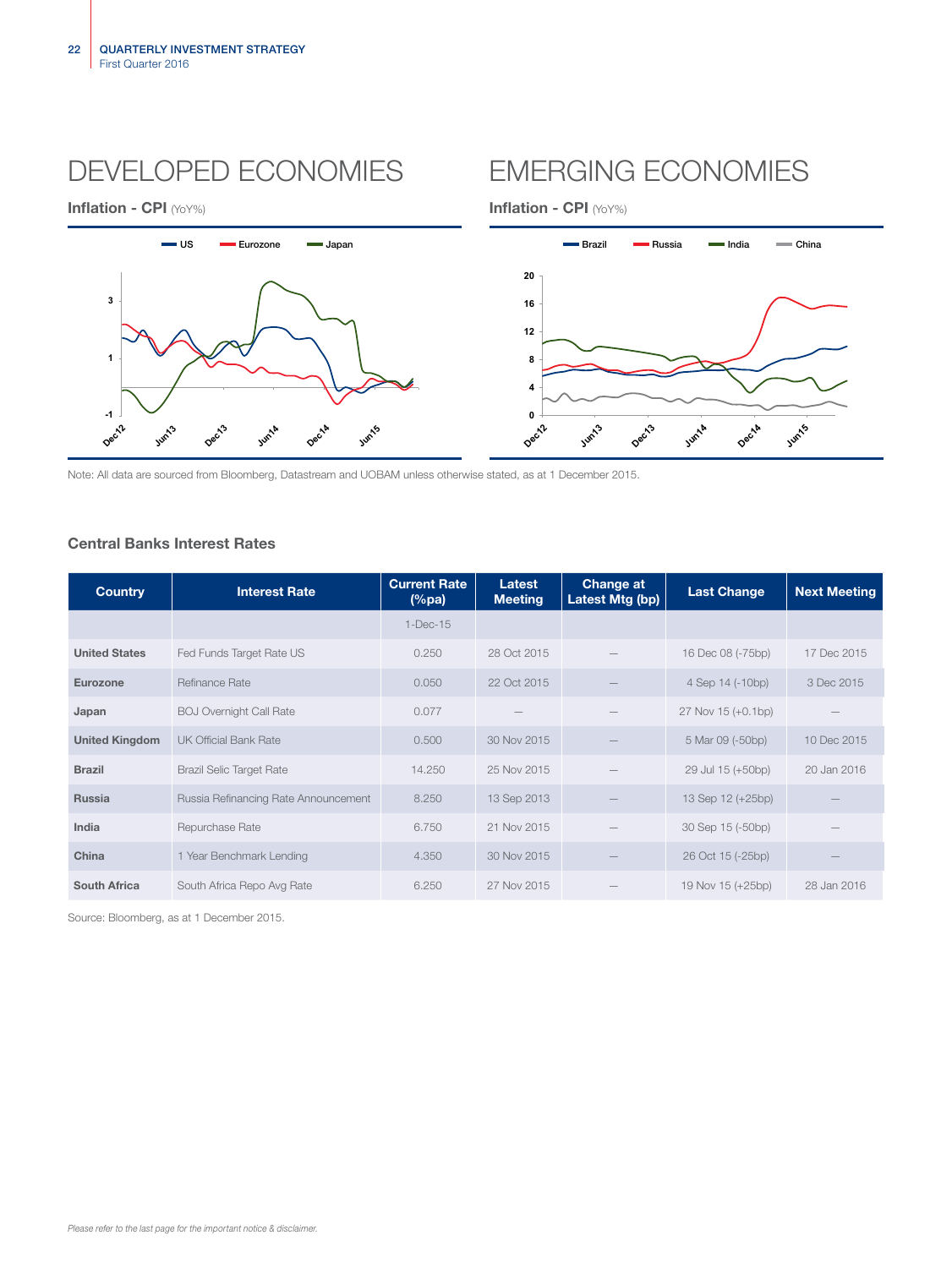# DEVELOPED ECONOMIES

**Inflation - CPI** (YoY%)

# EMERGING ECONOMIES

**Inflation - CPI** (YoY%)

Note: All data are sourced from Bloomberg, Datastream and UOBAM unless otherwise stated, as at 1 December 2015.

### Central Banks Interest Rates

| Country | Interest Rate | Current Rate (%pa) | Latest Meeting | Change at Latest Mtg (bp) | Last Change | Next Meeting |
|---|---|---|---|---|---|---|
| | | 1-Dec-15 | | | | |
| **United States** | Fed Funds Target Rate US | 0.250 | 28 Oct 2015 | — | 16 Dec 08 (-75bp) | 17 Dec 2015 |
| **Eurozone** | Refinance Rate | 0.050 | 22 Oct 2015 | — | 4 Sep 14 (-10bp) | 3 Dec 2015 |
| **Japan** | BOJ Overnight Call Rate | 0.077 | — | — | 27 Nov 15 (+0.1bp) | — |
| **United Kingdom** | UK Official Bank Rate | 0.500 | 30 Nov 2015 | — | 5 Mar 09 (-50bp) | 10 Dec 2015 |
| **Brazil** | Brazil Selic Target Rate | 14.250 | 25 Nov 2015 | — | 29 Jul 15 (+50bp) | 20 Jan 2016 |
| **Russia** | Russia Refinancing Rate Announcement | 8.250 | 13 Sep 2013 | — | 13 Sep 12 (+25bp) | — |
| **India** | Repurchase Rate | 6.750 | 21 Nov 2015 | — | 30 Sep 15 (-50bp) | — |
| **China** | 1 Year Benchmark Lending | 4.350 | 30 Nov 2015 | — | 26 Oct 15 (-25bp) | — |
| **South Africa** | South Africa Repo Avg Rate | 6.250 | 27 Nov 2015 | — | 19 Nov 15 (+25bp) | 28 Jan 2016 |

Source: Bloomberg, as at 1 December 2015.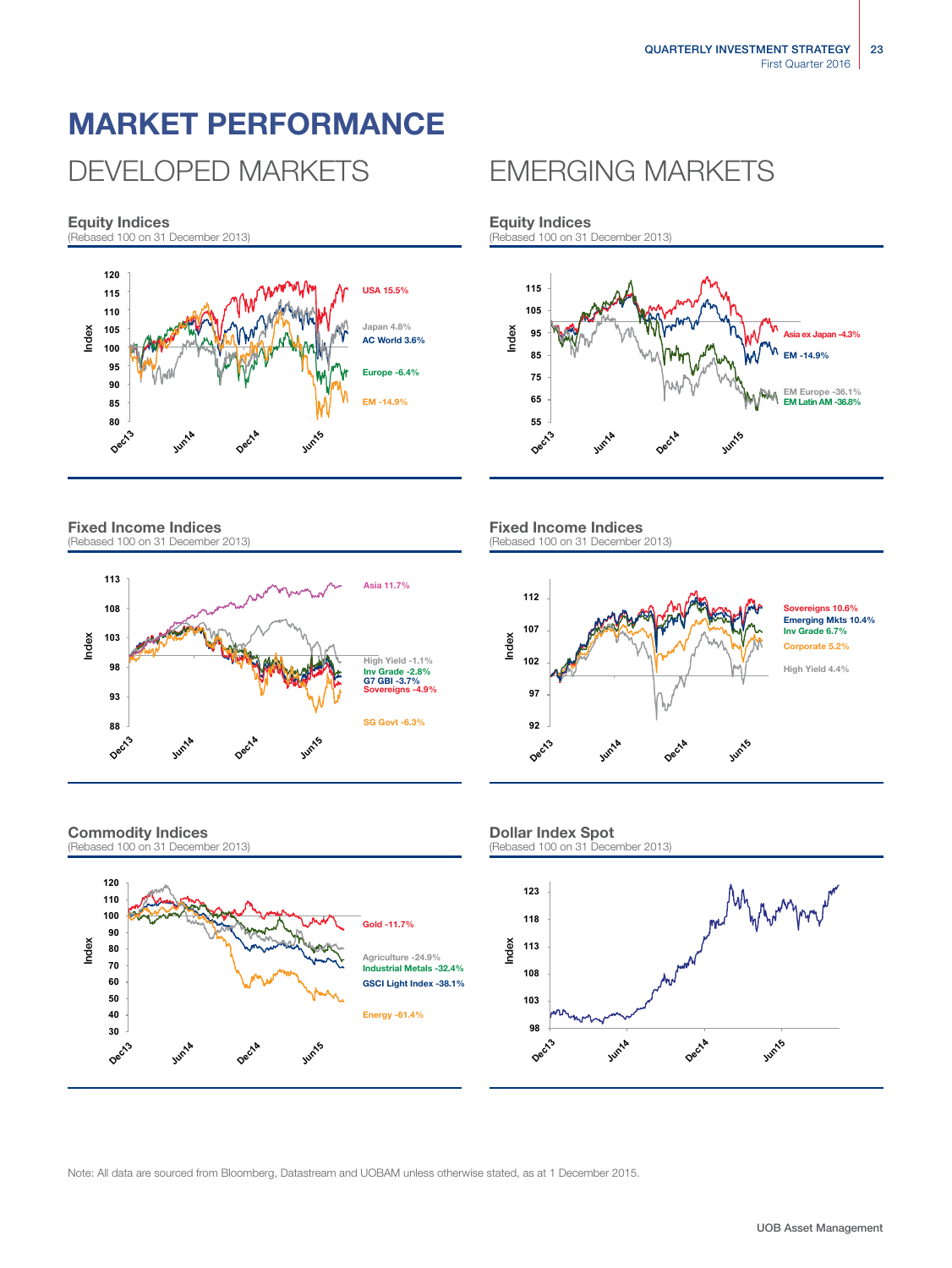# MARKET PERFORMANCE

## DEVELOPED MARKETS

### Equity Indices
(Rebased 100 on 31 December 2013)

USA 15.5%
Japan 4.8%
AC World 3.6%
Europe -6.4%
EM -14.9%

### Fixed Income Indices
(Rebased 100 on 31 December 2013)

Asia 11.7%
High Yield -1.1%
Inv Grade -2.8%
G7 GBI -3.7%
Sovereigns -4.9%
SG Govt -6.3%

### Commodity Indices
(Rebased 100 on 31 December 2013)

Gold -11.7%
Agriculture -24.9%
Industrial Metals -32.4%
GSCI Light Index -38.1%
Energy -61.4%

## EMERGING MARKETS

### Equity Indices
(Rebased 100 on 31 December 2013)

Asia ex Japan -4.3%
EM -14.9%
EM Europe -36.1%
EM Latin AM -36.8%

### Fixed Income Indices
(Rebased 100 on 31 December 2013)

Sovereigns 10.6%
Emerging Mkts 10.4%
Inv Grade 6.7%
Corporate 5.2%
High Yield 4.4%

### Dollar Index Spot
(Rebased 100 on 31 December 2013)

Note: All data are sourced from Bloomberg, Datastream and UOBAM unless otherwise stated, as at 1 December 2015.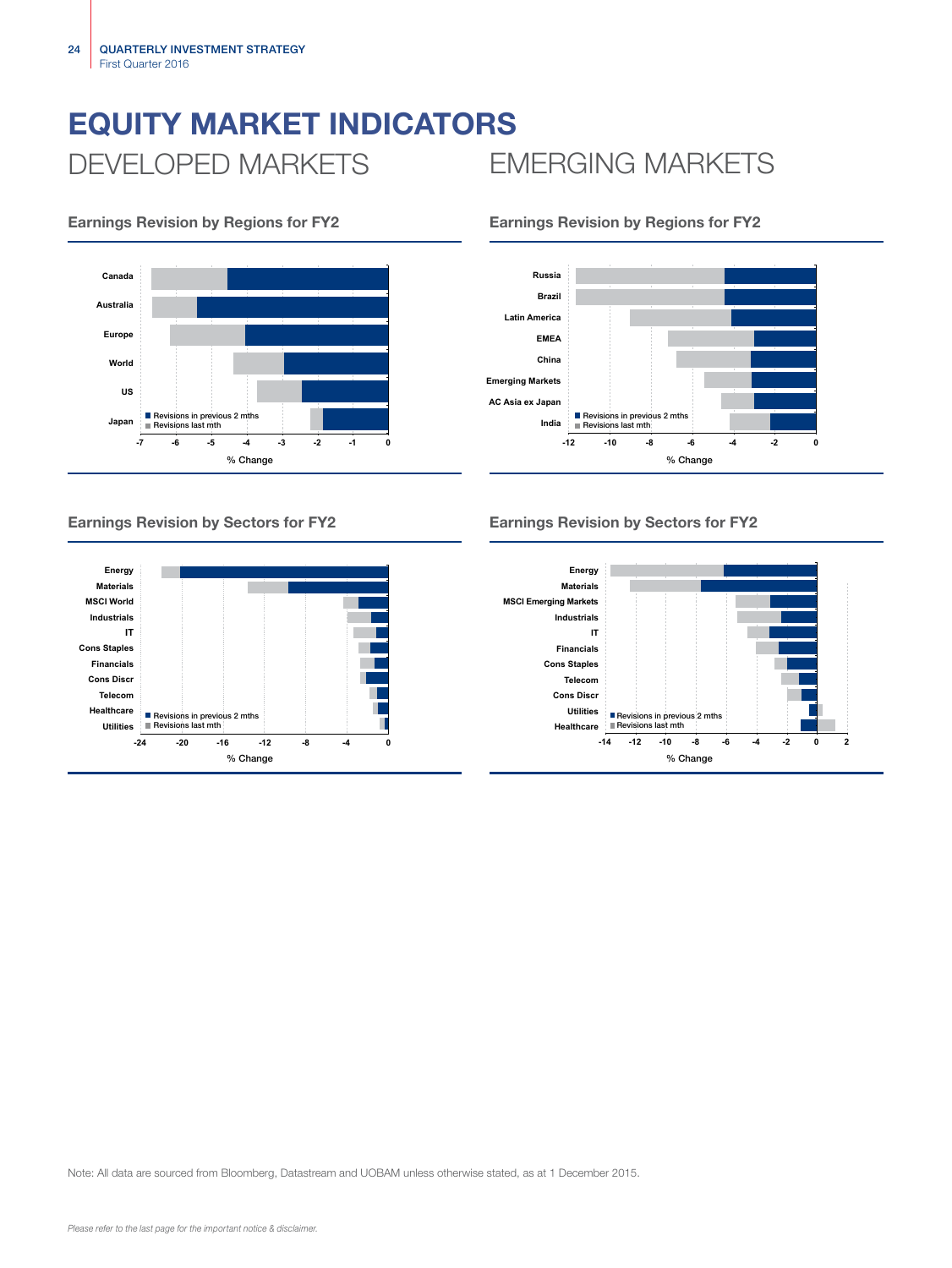# EQUITY MARKET INDICATORS

## DEVELOPED MARKETS

### Earnings Revision by Regions for FY2

Canada
Australia
Europe
World
US
Japan

■ Revisions in previous 2 mths
■ Revisions last mth

-7 -6 -5 -4 -3 -2 -1 0

% Change

### Earnings Revision by Sectors for FY2

Energy
Materials
MSCI World
Industrials
IT
Cons Staples
Financials
Cons Discr
Telecom
Healthcare
Utilities

■ Revisions in previous 2 mths
■ Revisions last mth

-24 -20 -16 -12 -8 -4 0

% Change

## EMERGING MARKETS

### Earnings Revision by Regions for FY2

Russia
Brazil
Latin America
EMEA
China
Emerging Markets
AC Asia ex Japan
India

■ Revisions in previous 2 mths
■ Revisions last mth

-12 -10 -8 -6 -4 -2 0

% Change

### Earnings Revision by Sectors for FY2

Energy
Materials
MSCI Emerging Markets
Industrials
IT
Financials
Cons Staples
Telecom
Cons Discr
Utilities
Healthcare

■ Revisions in previous 2 mths
■ Revisions last mth

-14 -12 -10 -8 -6 -4 -2 0 2

% Change

Note: All data are sourced from Bloomberg, Datastream and UOBAM unless otherwise stated, as at 1 December 2015.

*Please refer to the last page for the important notice & disclaimer.*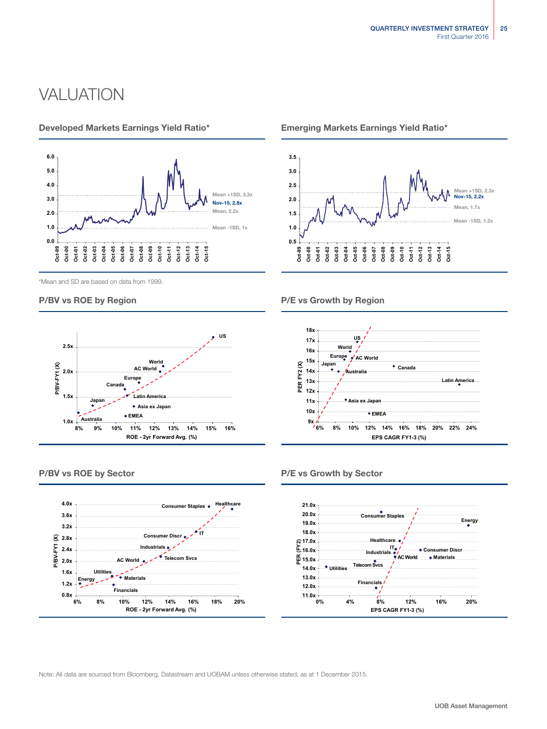// VALUATION

## Developed Markets Earnings Yield Ratio*

Mean +1SD, 3.3x
Nov-15, 2.8x
Mean, 2.2x
Mean -1SD, 1x

## Emerging Markets Earnings Yield Ratio*

Mean +1SD, 2.3x
Nov-15, 2.2x
Mean, 1.7x
Mean -1SD, 1.2x

*Mean and SD are based on data from 1999.

## P/BV vs ROE by Region

## P/E vs Growth by Region

## P/BV vs ROE by Sector

## P/E vs Growth by Sector

Note: All data are sourced from Bloomberg, Datastream and UOBAM unless otherwise stated, as at 1 December 2015.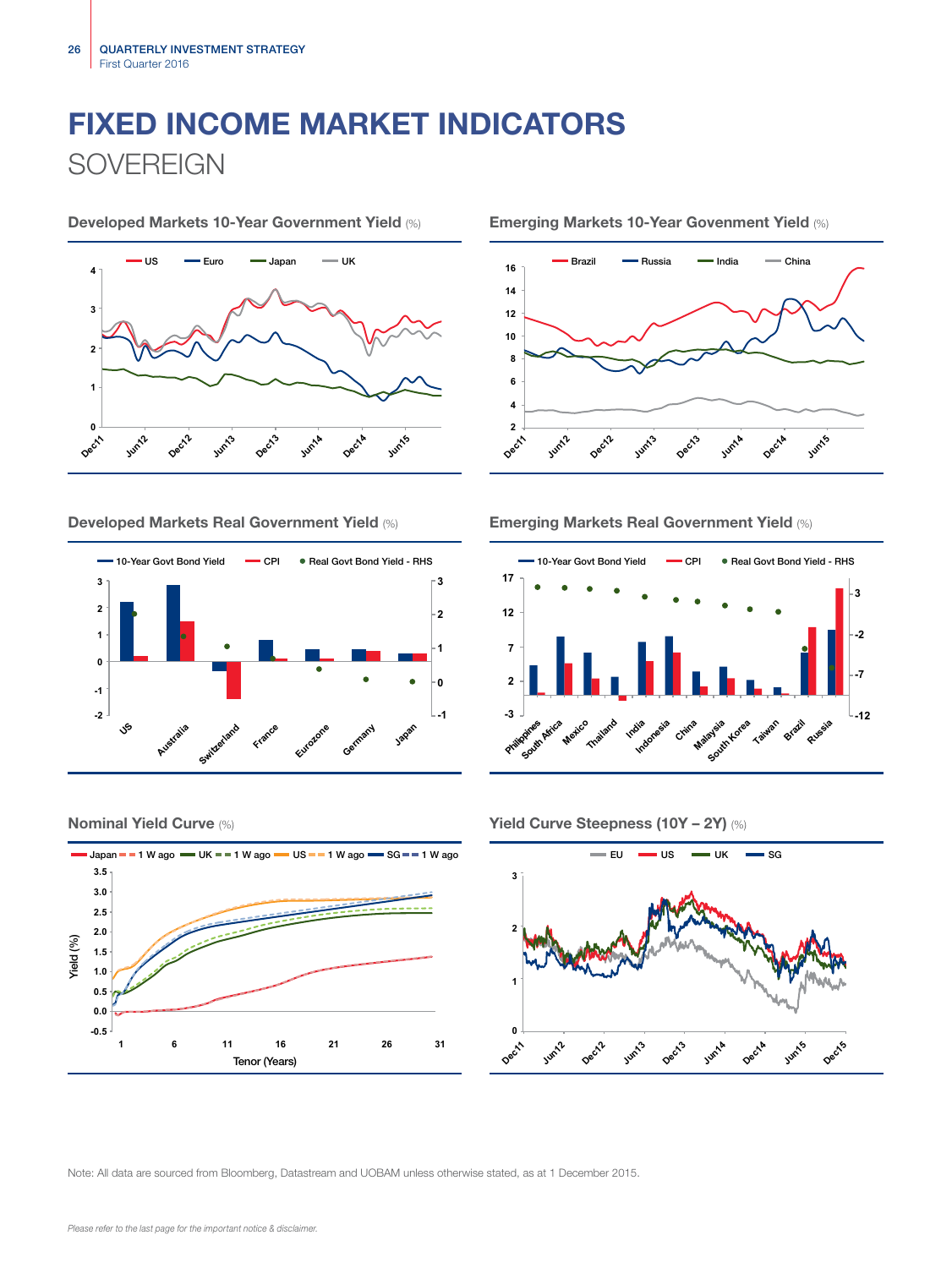# FIXED INCOME MARKET INDICATORS

## SOVEREIGN

**Developed Markets 10-Year Government Yield** (%)

**Emerging Markets 10-Year Govenment Yield** (%)

**Developed Markets Real Government Yield** (%)

**Emerging Markets Real Government Yield** (%)

**Nominal Yield Curve** (%)

**Yield Curve Steepness (10Y – 2Y)** (%)

Note: All data are sourced from Bloomberg, Datastream and UOBAM unless otherwise stated, as at 1 December 2015.

*Please refer to the last page for the important notice & disclaimer.*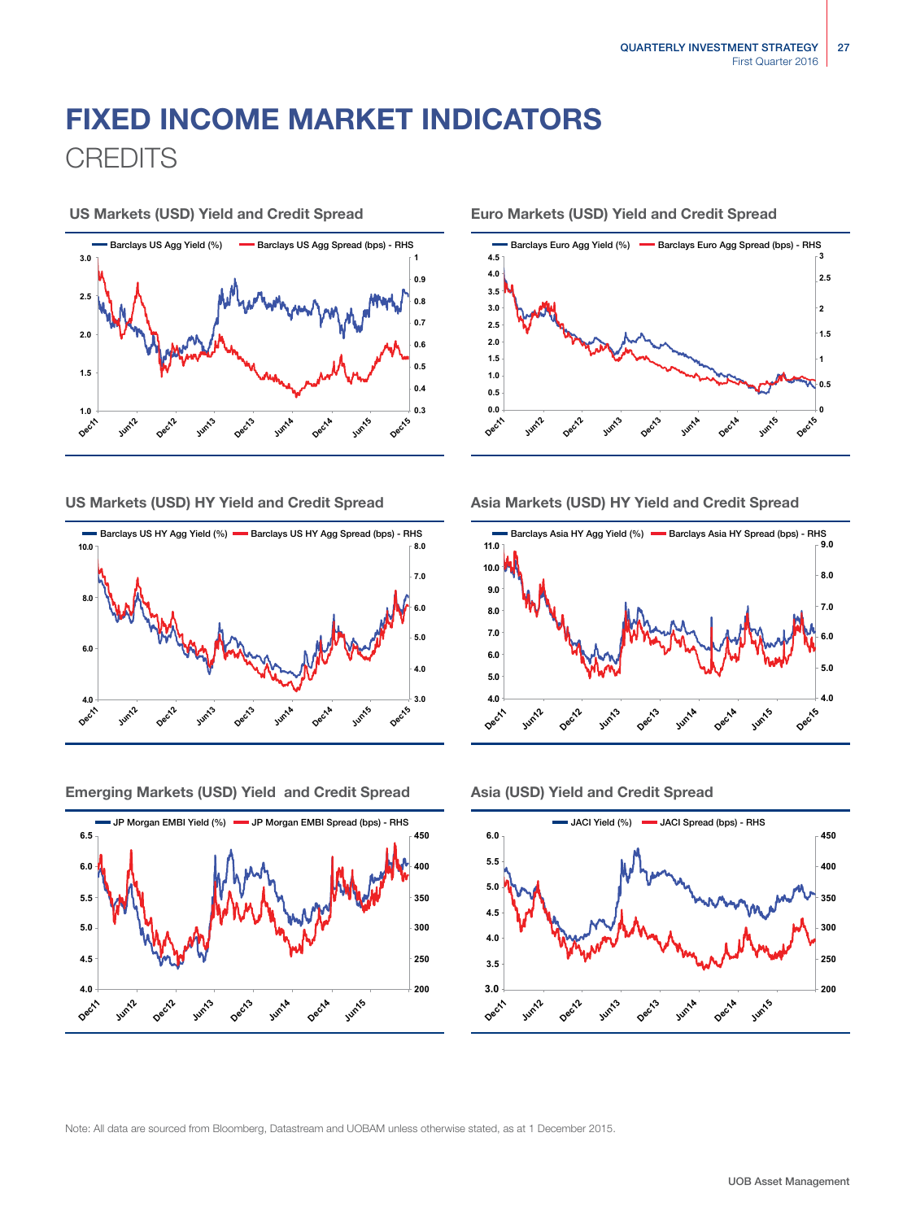# FIXED INCOME MARKET INDICATORS

## CREDITS

### US Markets (USD) Yield and Credit Spread

Barclays US Agg Yield (%) | Barclays US Agg Spread (bps) - RHS

### Euro Markets (USD) Yield and Credit Spread

Barclays Euro Agg Yield (%) | Barclays Euro Agg Spread (bps) - RHS

### US Markets (USD) HY Yield and Credit Spread

Barclays US HY Agg Yield (%) | Barclays US HY Agg Spread (bps) - RHS

### Asia Markets (USD) HY Yield and Credit Spread

Barclays Asia HY Agg Yield (%) | Barclays Asia HY Spread (bps) - RHS

### Emerging Markets (USD) Yield and Credit Spread

JP Morgan EMBI Yield (%) | JP Morgan EMBI Spread (bps) - RHS

### Asia (USD) Yield and Credit Spread

JACI Yield (%) | JACI Spread (bps) - RHS

Note: All data are sourced from Bloomberg, Datastream and UOBAM unless otherwise stated, as at 1 December 2015.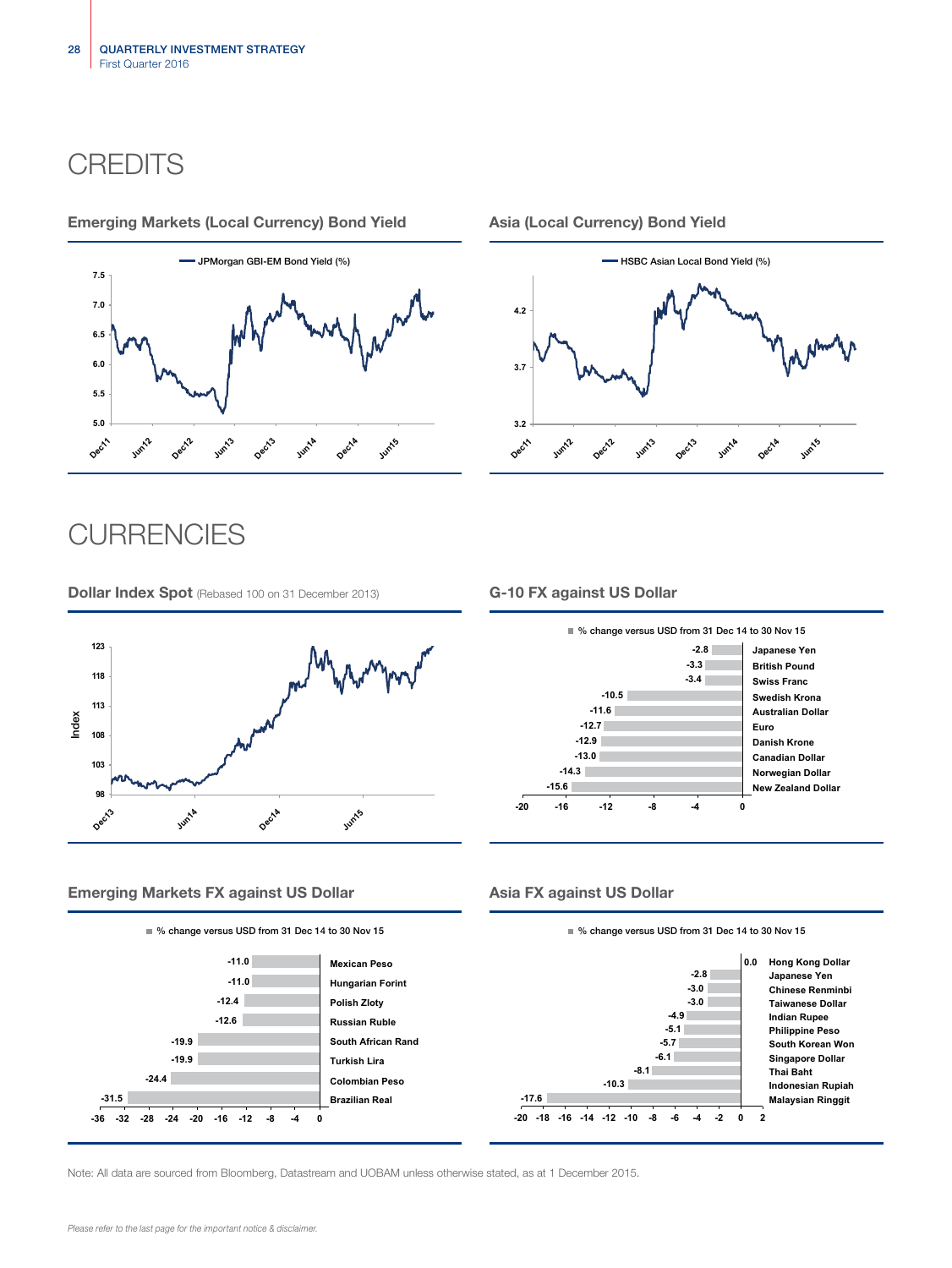# CREDITS

### Emerging Markets (Local Currency) Bond Yield

JPMorgan GBI-EM Bond Yield (%)

### Asia (Local Currency) Bond Yield

HSBC Asian Local Bond Yield (%)

# CURRENCIES

### Dollar Index Spot (Rebased 100 on 31 December 2013)

### G-10 FX against US Dollar

% change versus USD from 31 Dec 14 to 30 Nov 15

| Currency | % change |
|---|---|
| Japanese Yen | -2.8 |
| British Pound | -3.3 |
| Swiss Franc | -3.4 |
| Swedish Krona | -10.5 |
| Australian Dollar | -11.6 |
| Euro | -12.7 |
| Danish Krone | -12.9 |
| Canadian Dollar | -13.0 |
| Norwegian Dollar | -14.3 |
| New Zealand Dollar | -15.6 |

### Emerging Markets FX against US Dollar

% change versus USD from 31 Dec 14 to 30 Nov 15

| Currency | % change |
|---|---|
| Mexican Peso | -11.0 |
| Hungarian Forint | -11.0 |
| Polish Zloty | -12.4 |
| Russian Ruble | -12.6 |
| South African Rand | -19.9 |
| Turkish Lira | -19.9 |
| Colombian Peso | -24.4 |
| Brazilian Real | -31.5 |

### Asia FX against US Dollar

% change versus USD from 31 Dec 14 to 30 Nov 15

| Currency | % change |
|---|---|
| Hong Kong Dollar | 0.0 |
| Japanese Yen | -2.8 |
| Chinese Renminbi | -3.0 |
| Taiwanese Dollar | -3.0 |
| Indian Rupee | -4.9 |
| Philippine Peso | -5.1 |
| South Korean Won | -5.7 |
| Singapore Dollar | -6.1 |
| Thai Baht | -8.1 |
| Indonesian Rupiah | -10.3 |
| Malaysian Ringgit | -17.6 |

Note: All data are sourced from Bloomberg, Datastream and UOBAM unless otherwise stated, as at 1 December 2015.

*Please refer to the last page for the important notice & disclaimer.*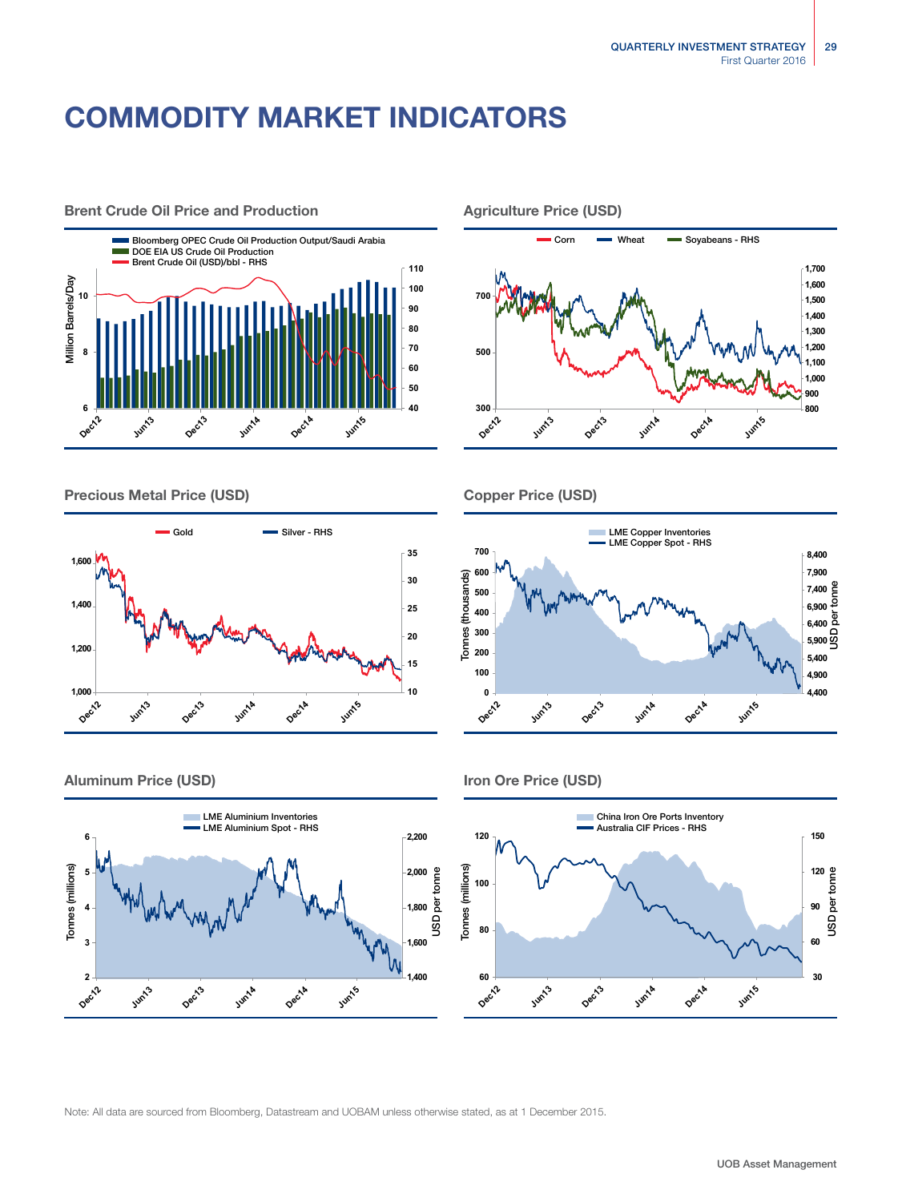# COMMODITY MARKET INDICATORS

### Brent Crude Oil Price and Production

### Agriculture Price (USD)

### Precious Metal Price (USD)

### Copper Price (USD)

### Aluminum Price (USD)

### Iron Ore Price (USD)

Note: All data are sourced from Bloomberg, Datastream and UOBAM unless otherwise stated, as at 1 December 2015.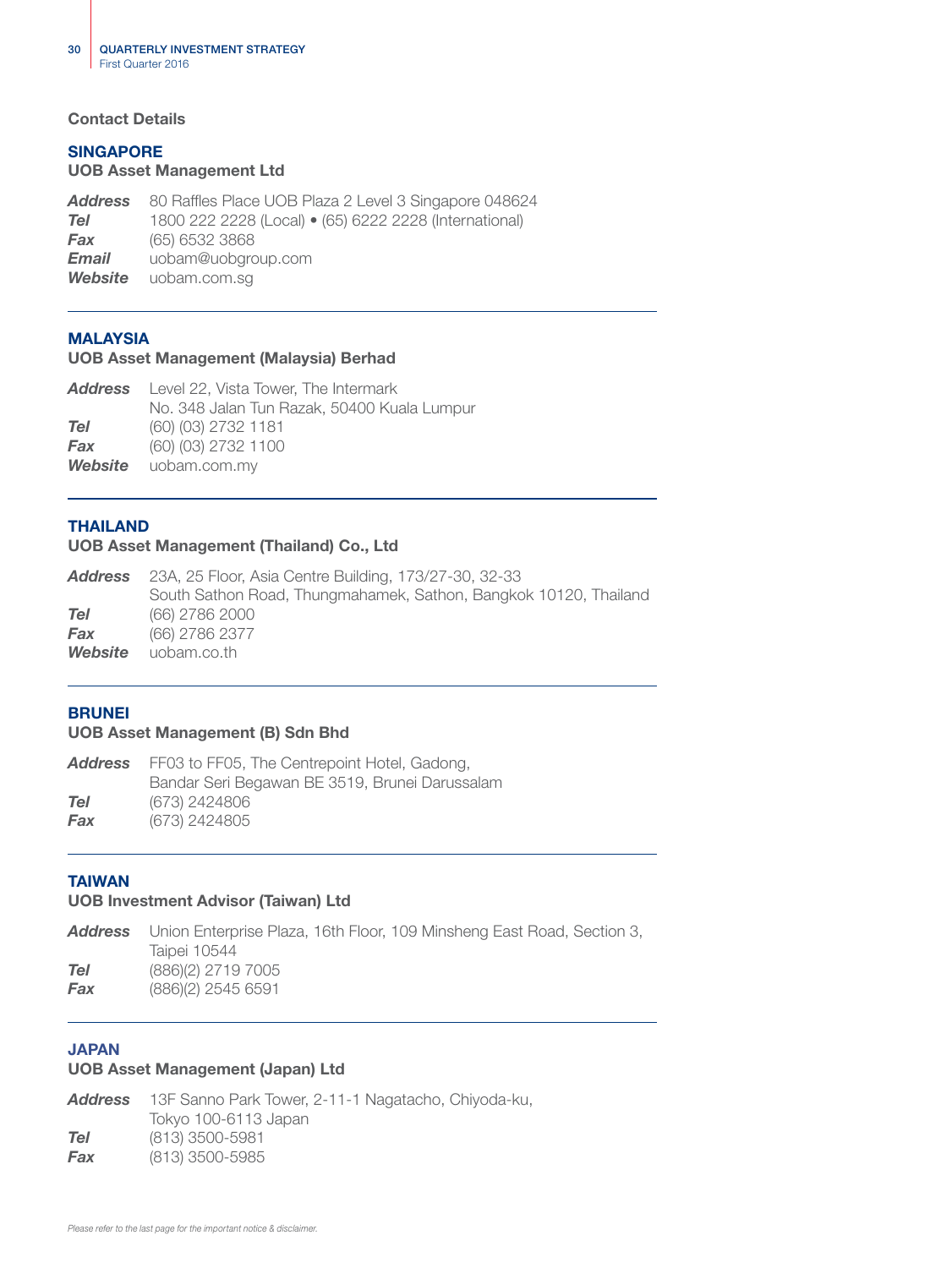## Contact Details

### SINGAPORE

**UOB Asset Management Ltd**

***Address*** 80 Raffles Place UOB Plaza 2 Level 3 Singapore 048624
***Tel*** 1800 222 2228 (Local) • (65) 6222 2228 (International)
***Fax*** (65) 6532 3868
***Email*** uobam@uobgroup.com
***Website*** uobam.com.sg

---

### MALAYSIA

**UOB Asset Management (Malaysia) Berhad**

***Address*** Level 22, Vista Tower, The Intermark
No. 348 Jalan Tun Razak, 50400 Kuala Lumpur
***Tel*** (60) (03) 2732 1181
***Fax*** (60) (03) 2732 1100
***Website*** uobam.com.my

---

### THAILAND

**UOB Asset Management (Thailand) Co., Ltd**

***Address*** 23A, 25 Floor, Asia Centre Building, 173/27-30, 32-33
South Sathon Road, Thungmahamek, Sathon, Bangkok 10120, Thailand
***Tel*** (66) 2786 2000
***Fax*** (66) 2786 2377
***Website*** uobam.co.th

---

### BRUNEI

**UOB Asset Management (B) Sdn Bhd**

***Address*** FF03 to FF05, The Centrepoint Hotel, Gadong,
Bandar Seri Begawan BE 3519, Brunei Darussalam
***Tel*** (673) 2424806
***Fax*** (673) 2424805

---

### TAIWAN

**UOB Investment Advisor (Taiwan) Ltd**

***Address*** Union Enterprise Plaza, 16th Floor, 109 Minsheng East Road, Section 3,
Taipei 10544
***Tel*** (886)(2) 2719 7005
***Fax*** (886)(2) 2545 6591

---

### JAPAN

**UOB Asset Management (Japan) Ltd**

***Address*** 13F Sanno Park Tower, 2-11-1 Nagatacho, Chiyoda-ku,
Tokyo 100-6113 Japan
***Tel*** (813) 3500-5981
***Fax*** (813) 3500-5985

*Please refer to the last page for the important notice & disclaimer.*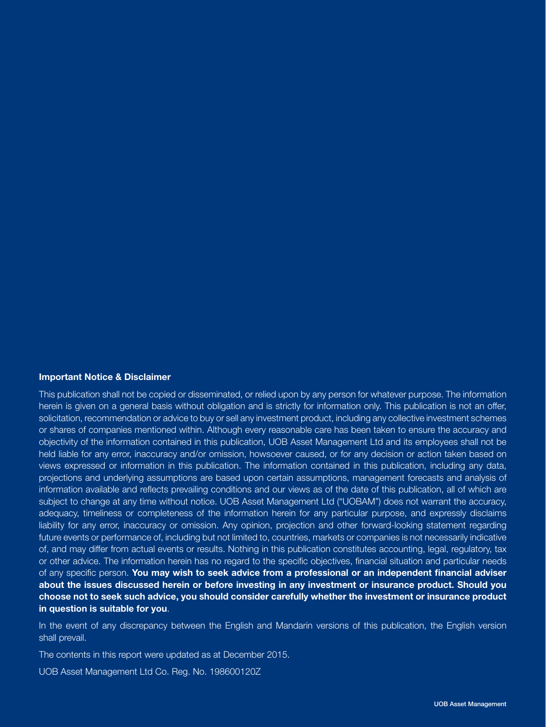**Important Notice & Disclaimer**

This publication shall not be copied or disseminated, or relied upon by any person for whatever purpose. The information herein is given on a general basis without obligation and is strictly for information only. This publication is not an offer, solicitation, recommendation or advice to buy or sell any investment product, including any collective investment schemes or shares of companies mentioned within. Although every reasonable care has been taken to ensure the accuracy and objectivity of the information contained in this publication, UOB Asset Management Ltd and its employees shall not be held liable for any error, inaccuracy and/or omission, howsoever caused, or for any decision or action taken based on views expressed or information in this publication. The information contained in this publication, including any data, projections and underlying assumptions are based upon certain assumptions, management forecasts and analysis of information available and reflects prevailing conditions and our views as of the date of this publication, all of which are subject to change at any time without notice. UOB Asset Management Ltd ("UOBAM") does not warrant the accuracy, adequacy, timeliness or completeness of the information herein for any particular purpose, and expressly disclaims liability for any error, inaccuracy or omission. Any opinion, projection and other forward-looking statement regarding future events or performance of, including but not limited to, countries, markets or companies is not necessarily indicative of, and may differ from actual events or results. Nothing in this publication constitutes accounting, legal, regulatory, tax or other advice. The information herein has no regard to the specific objectives, financial situation and particular needs of any specific person. **You may wish to seek advice from a professional or an independent financial adviser about the issues discussed herein or before investing in any investment or insurance product. Should you choose not to seek such advice, you should consider carefully whether the investment or insurance product in question is suitable for you**.

In the event of any discrepancy between the English and Mandarin versions of this publication, the English version shall prevail.

The contents in this report were updated as at December 2015.

UOB Asset Management Ltd Co. Reg. No. 198600120Z

UOB Asset Management